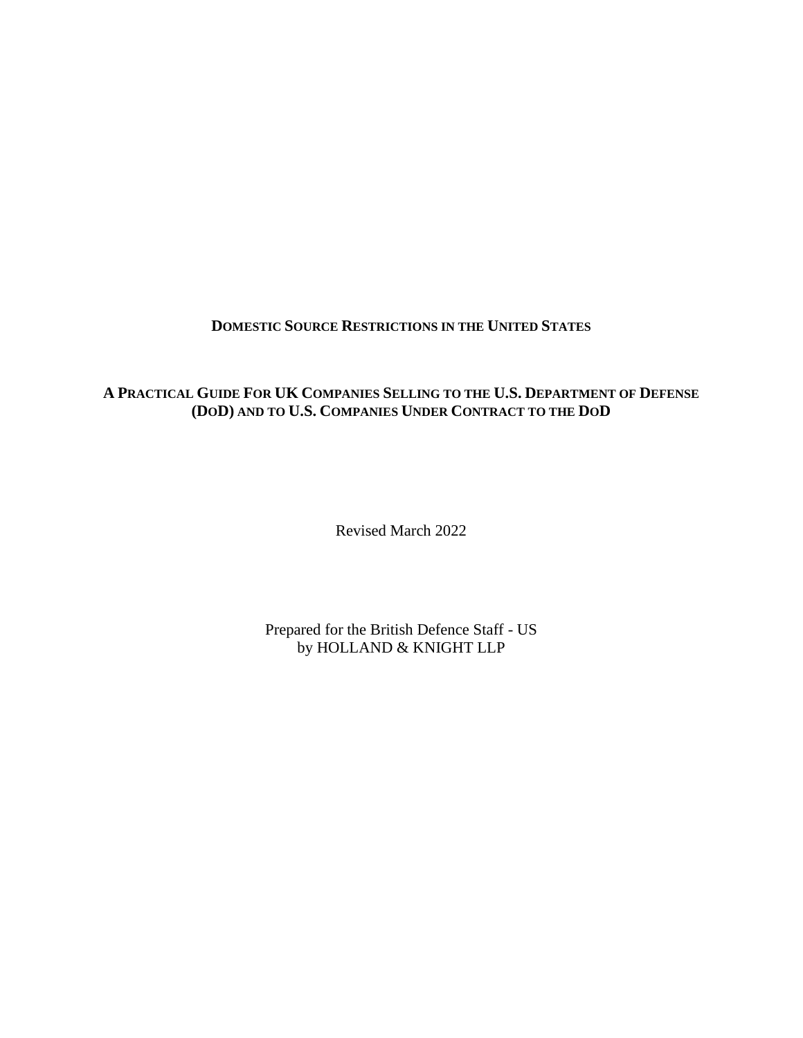# DOMESTIC SOURCE RESTRICTIONS IN THE UNITED STATES

## A PRACTICAL GUIDE FOR UK COMPANIES SELLING TO THE U.S. DEPARTMENT OF DEFENSE (DOD) AND TO U.S. COMPANIES UNDER CONTRACT TO THE DOD

Revised March 2022

Prepared for the British Defence Staff - US
by HOLLAND & KNIGHT LLP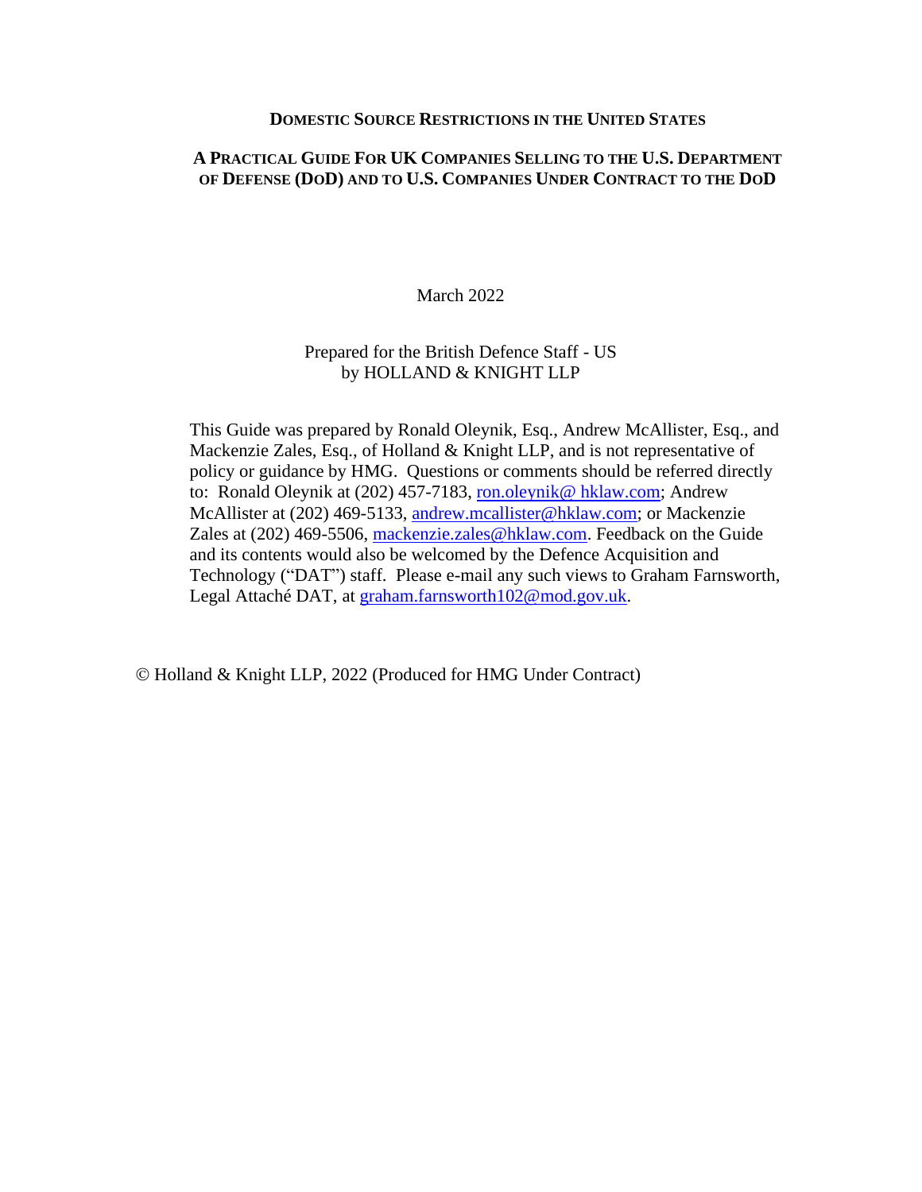**DOMESTIC SOURCE RESTRICTIONS IN THE UNITED STATES**

**A PRACTICAL GUIDE FOR UK COMPANIES SELLING TO THE U.S. DEPARTMENT OF DEFENSE (DOD) AND TO U.S. COMPANIES UNDER CONTRACT TO THE DOD**

March 2022

Prepared for the British Defence Staff - US
by HOLLAND & KNIGHT LLP

This Guide was prepared by Ronald Oleynik, Esq., Andrew McAllister, Esq., and Mackenzie Zales, Esq., of Holland & Knight LLP, and is not representative of policy or guidance by HMG. Questions or comments should be referred directly to: Ronald Oleynik at (202) 457-7183, ron.oleynik@ hklaw.com; Andrew McAllister at (202) 469-5133, andrew.mcallister@hklaw.com; or Mackenzie Zales at (202) 469-5506, mackenzie.zales@hklaw.com. Feedback on the Guide and its contents would also be welcomed by the Defence Acquisition and Technology ("DAT") staff. Please e-mail any such views to Graham Farnsworth, Legal Attaché DAT, at graham.farnsworth102@mod.gov.uk.

© Holland & Knight LLP, 2022 (Produced for HMG Under Contract)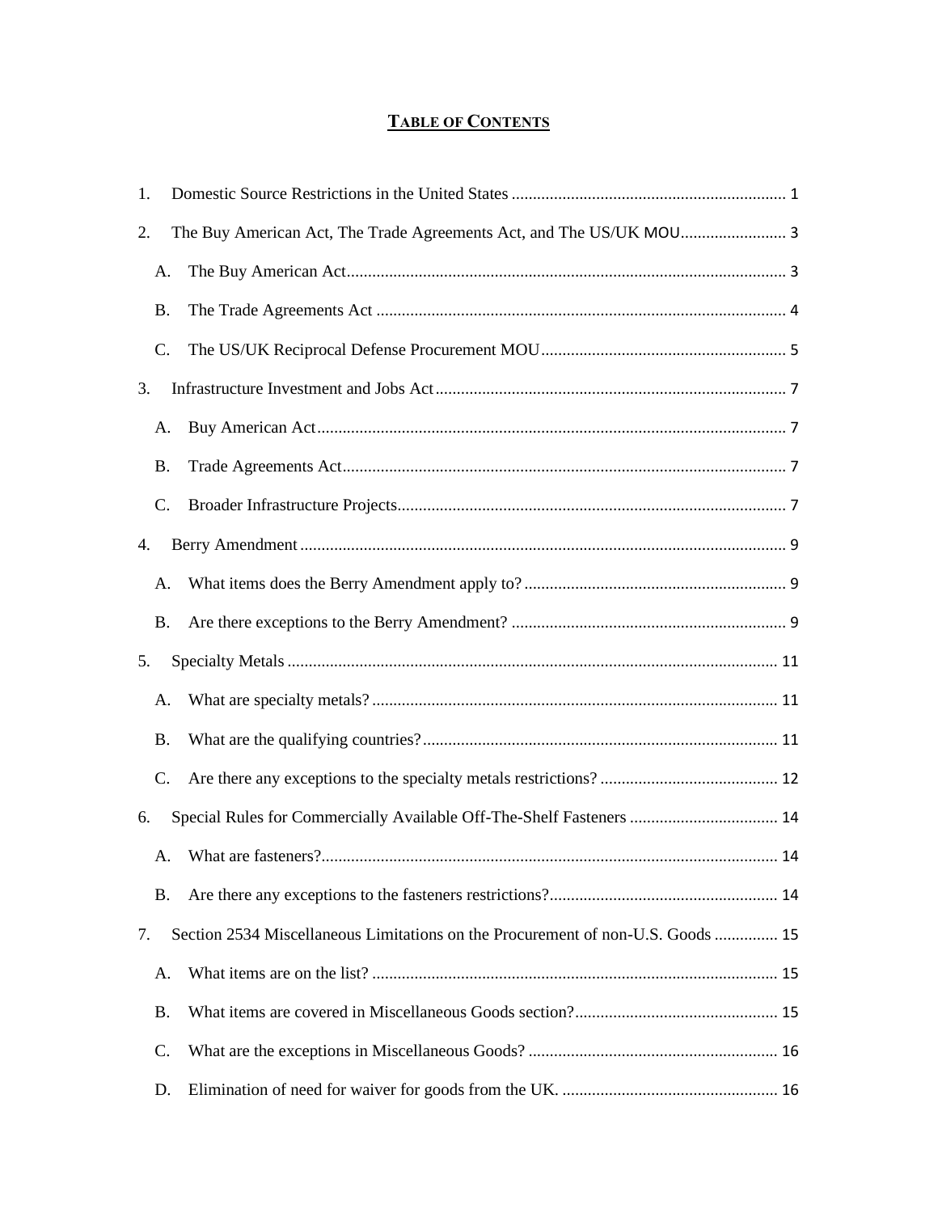# TABLE OF CONTENTS

1. Domestic Source Restrictions in the United States ..... 1
2. The Buy American Act, The Trade Agreements Act, and The US/UK MOU ..... 3
   - A. The Buy American Act ..... 3
   - B. The Trade Agreements Act ..... 4
   - C. The US/UK Reciprocal Defense Procurement MOU ..... 5
3. Infrastructure Investment and Jobs Act ..... 7
   - A. Buy American Act ..... 7
   - B. Trade Agreements Act ..... 7
   - C. Broader Infrastructure Projects ..... 7
4. Berry Amendment ..... 9
   - A. What items does the Berry Amendment apply to? ..... 9
   - B. Are there exceptions to the Berry Amendment? ..... 9
5. Specialty Metals ..... 11
   - A. What are specialty metals? ..... 11
   - B. What are the qualifying countries? ..... 11
   - C. Are there any exceptions to the specialty metals restrictions? ..... 12
6. Special Rules for Commercially Available Off-The-Shelf Fasteners ..... 14
   - A. What are fasteners? ..... 14
   - B. Are there any exceptions to the fasteners restrictions? ..... 14
7. Section 2534 Miscellaneous Limitations on the Procurement of non-U.S. Goods ..... 15
   - A. What items are on the list? ..... 15
   - B. What items are covered in Miscellaneous Goods section? ..... 15
   - C. What are the exceptions in Miscellaneous Goods? ..... 16
   - D. Elimination of need for waiver for goods from the UK. ..... 16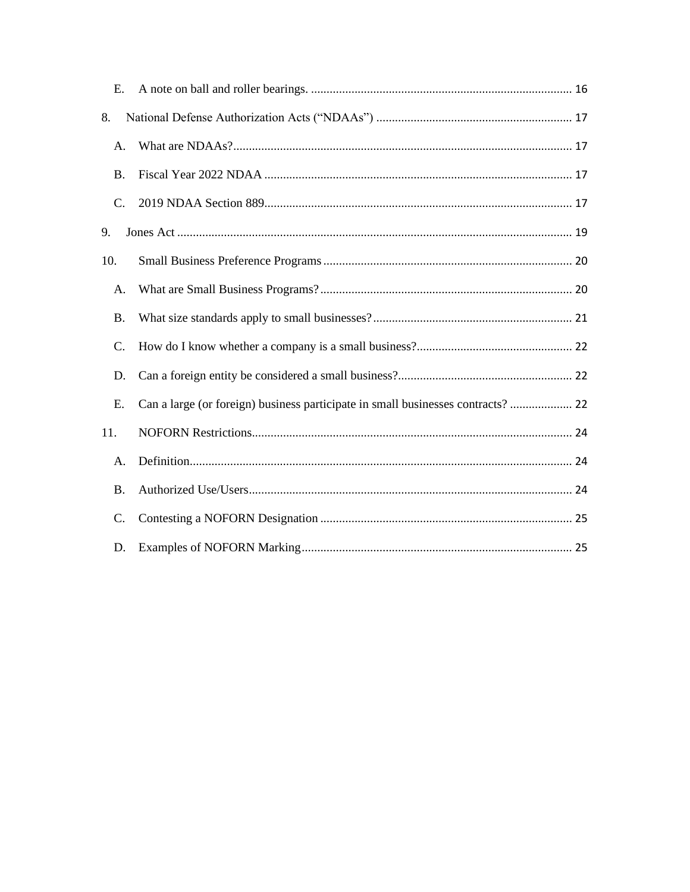E. A note on ball and roller bearings. .................................................................................... 16

8. National Defense Authorization Acts ("NDAAs") .............................................................. 17

A. What are NDAAs?............................................................................................................ 17

B. Fiscal Year 2022 NDAA .................................................................................................. 17

C. 2019 NDAA Section 889.................................................................................................. 17

9. Jones Act .............................................................................................................................. 19

10. Small Business Preference Programs ................................................................................ 20

A. What are Small Business Programs?................................................................................ 20

B. What size standards apply to small businesses?................................................................ 21

C. How do I know whether a company is a small business?.................................................. 22

D. Can a foreign entity be considered a small business?........................................................ 22

E. Can a large (or foreign) business participate in small businesses contracts? .................... 22

11. NOFORN Restrictions...................................................................................................... 24

A. Definition.......................................................................................................................... 24

B. Authorized Use/Users....................................................................................................... 24

C. Contesting a NOFORN Designation ................................................................................ 25

D. Examples of NOFORN Marking...................................................................................... 25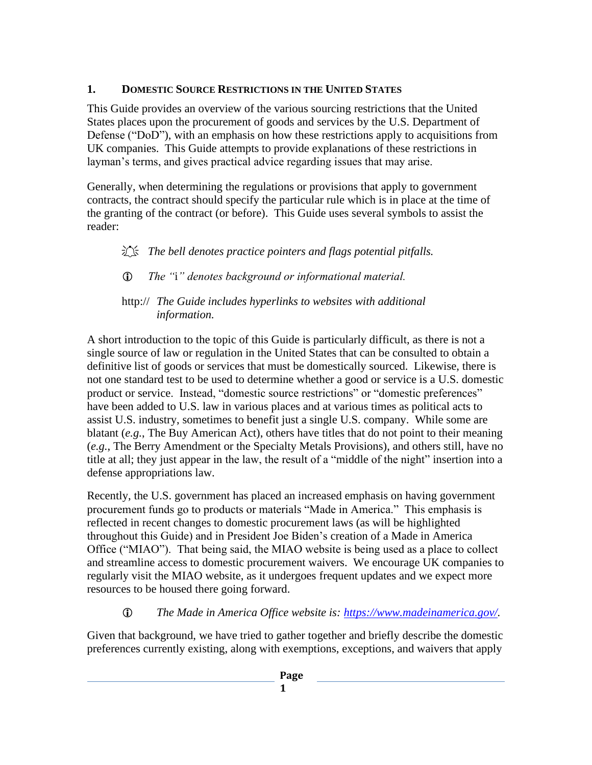## 1. Domestic Source Restrictions in the United States

This Guide provides an overview of the various sourcing restrictions that the United States places upon the procurement of goods and services by the U.S. Department of Defense ("DoD"), with an emphasis on how these restrictions apply to acquisitions from UK companies. This Guide attempts to provide explanations of these restrictions in layman's terms, and gives practical advice regarding issues that may arise.

Generally, when determining the regulations or provisions that apply to government contracts, the contract should specify the particular rule which is in place at the time of the granting of the contract (or before). This Guide uses several symbols to assist the reader:

> 🔔 *The bell denotes practice pointers and flags potential pitfalls.*
>
> 🛈 *The "i" denotes background or informational material.*
>
> http:// *The Guide includes hyperlinks to websites with additional information.*

A short introduction to the topic of this Guide is particularly difficult, as there is not a single source of law or regulation in the United States that can be consulted to obtain a definitive list of goods or services that must be domestically sourced. Likewise, there is not one standard test to be used to determine whether a good or service is a U.S. domestic product or service. Instead, "domestic source restrictions" or "domestic preferences" have been added to U.S. law in various places and at various times as political acts to assist U.S. industry, sometimes to benefit just a single U.S. company. While some are blatant (*e.g.*, The Buy American Act), others have titles that do not point to their meaning (*e.g.*, The Berry Amendment or the Specialty Metals Provisions), and others still, have no title at all; they just appear in the law, the result of a "middle of the night" insertion into a defense appropriations law.

Recently, the U.S. government has placed an increased emphasis on having government procurement funds go to products or materials "Made in America." This emphasis is reflected in recent changes to domestic procurement laws (as will be highlighted throughout this Guide) and in President Joe Biden's creation of a Made in America Office ("MIAO"). That being said, the MIAO website is being used as a place to collect and streamline access to domestic procurement waivers. We encourage UK companies to regularly visit the MIAO website, as it undergoes frequent updates and we expect more resources to be housed there going forward.

> 🛈 *The Made in America Office website is: [https://www.madeinamerica.gov/](https://www.madeinamerica.gov/).*

Given that background, we have tried to gather together and briefly describe the domestic preferences currently existing, along with exemptions, exceptions, and waivers that apply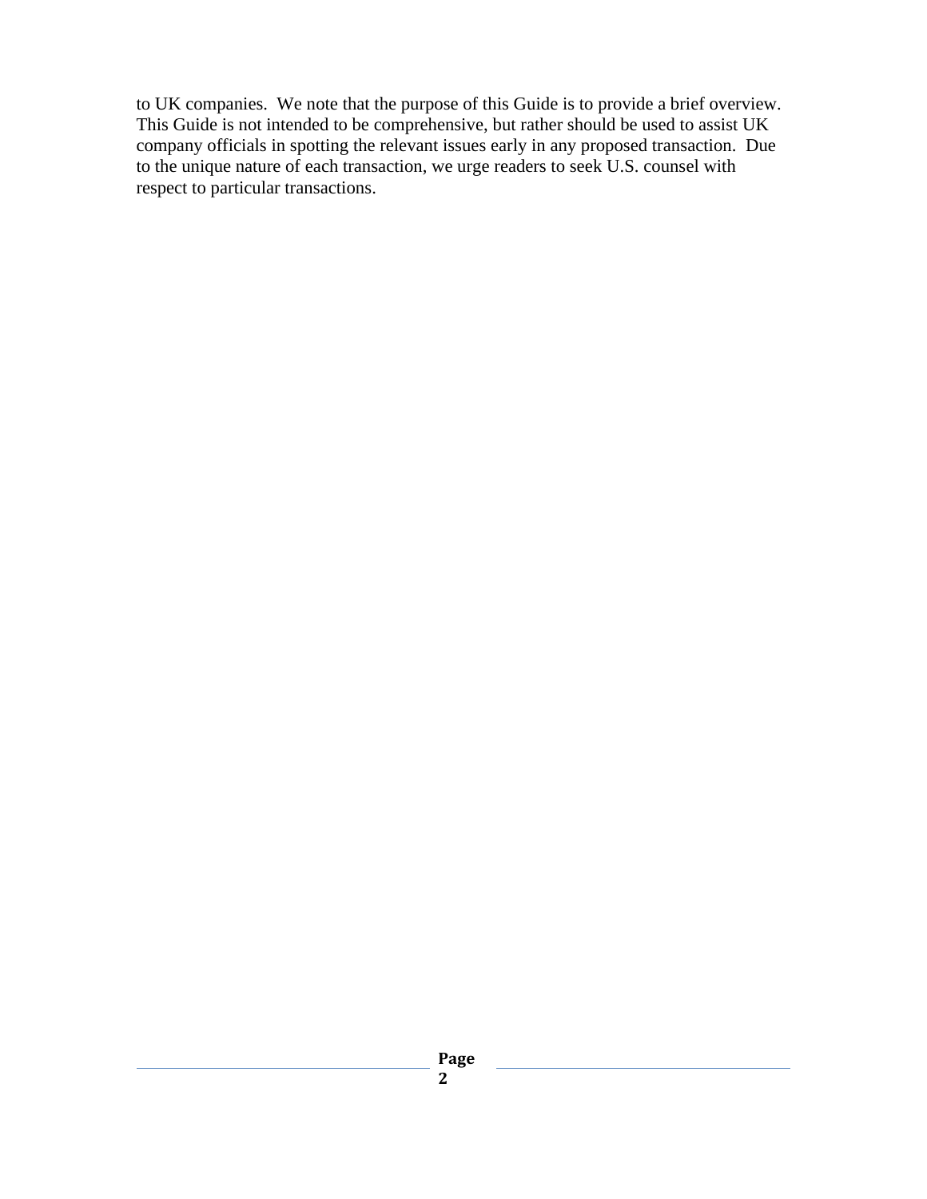to UK companies. We note that the purpose of this Guide is to provide a brief overview. This Guide is not intended to be comprehensive, but rather should be used to assist UK company officials in spotting the relevant issues early in any proposed transaction. Due to the unique nature of each transaction, we urge readers to seek U.S. counsel with respect to particular transactions.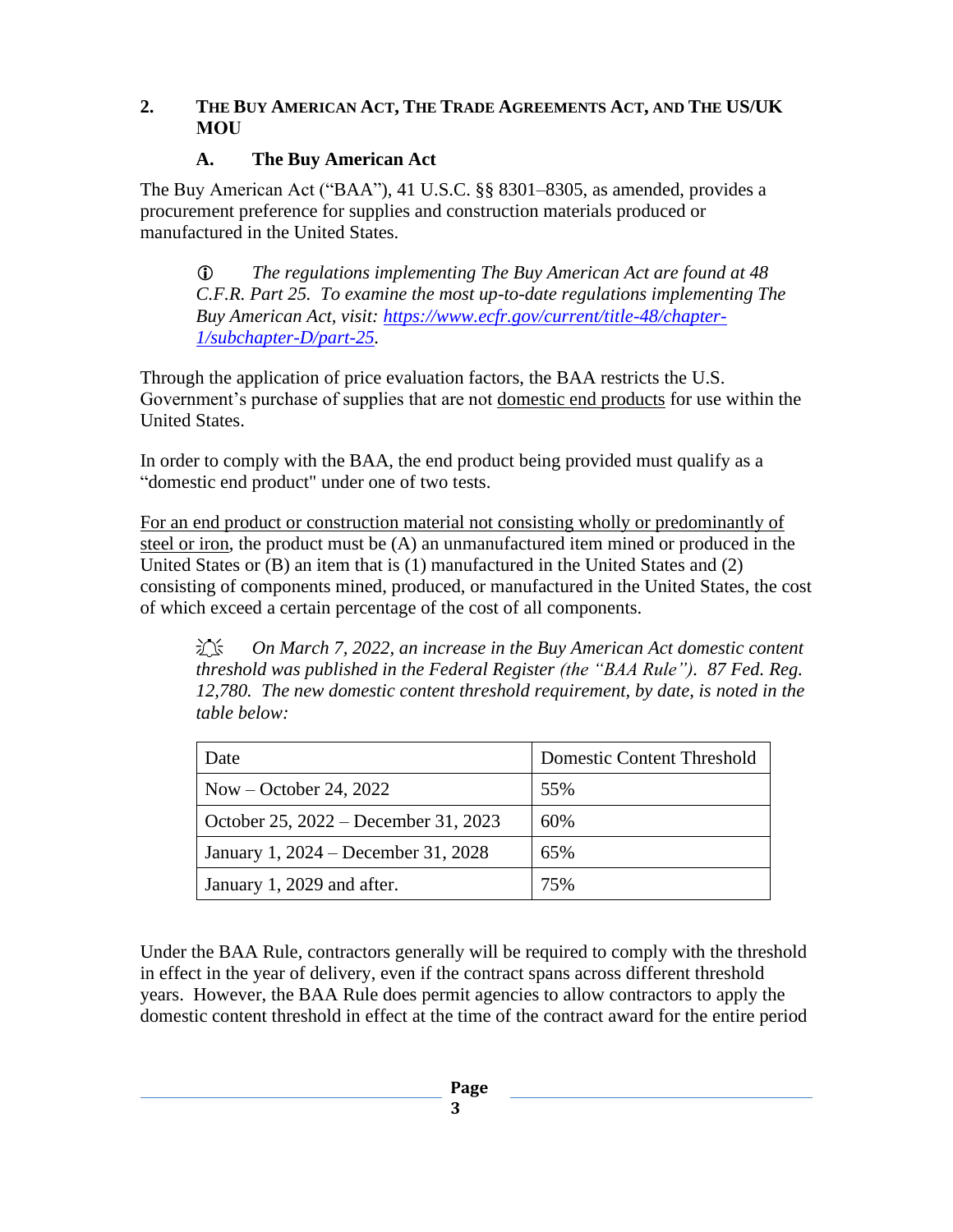## 2. THE BUY AMERICAN ACT, THE TRADE AGREEMENTS ACT, AND THE US/UK MOU

### A. The Buy American Act

The Buy American Act ("BAA"), 41 U.S.C. §§ 8301–8305, as amended, provides a procurement preference for supplies and construction materials produced or manufactured in the United States.

> ⓘ *The regulations implementing The Buy American Act are found at 48 C.F.R. Part 25. To examine the most up-to-date regulations implementing The Buy American Act, visit: [https://www.ecfr.gov/current/title-48/chapter-1/subchapter-D/part-25](https://www.ecfr.gov/current/title-48/chapter-1/subchapter-D/part-25).*

Through the application of price evaluation factors, the BAA restricts the U.S. Government's purchase of supplies that are not domestic end products for use within the United States.

In order to comply with the BAA, the end product being provided must qualify as a "domestic end product" under one of two tests.

For an end product or construction material not consisting wholly or predominantly of steel or iron, the product must be (A) an unmanufactured item mined or produced in the United States or (B) an item that is (1) manufactured in the United States and (2) consisting of components mined, produced, or manufactured in the United States, the cost of which exceed a certain percentage of the cost of all components.

> *On March 7, 2022, an increase in the Buy American Act domestic content threshold was published in the Federal Register (the "BAA Rule"). 87 Fed. Reg. 12,780. The new domestic content threshold requirement, by date, is noted in the table below:*

| Date | Domestic Content Threshold |
|---|---|
| Now – October 24, 2022 | 55% |
| October 25, 2022 – December 31, 2023 | 60% |
| January 1, 2024 – December 31, 2028 | 65% |
| January 1, 2029 and after. | 75% |

Under the BAA Rule, contractors generally will be required to comply with the threshold in effect in the year of delivery, even if the contract spans across different threshold years. However, the BAA Rule does permit agencies to allow contractors to apply the domestic content threshold in effect at the time of the contract award for the entire period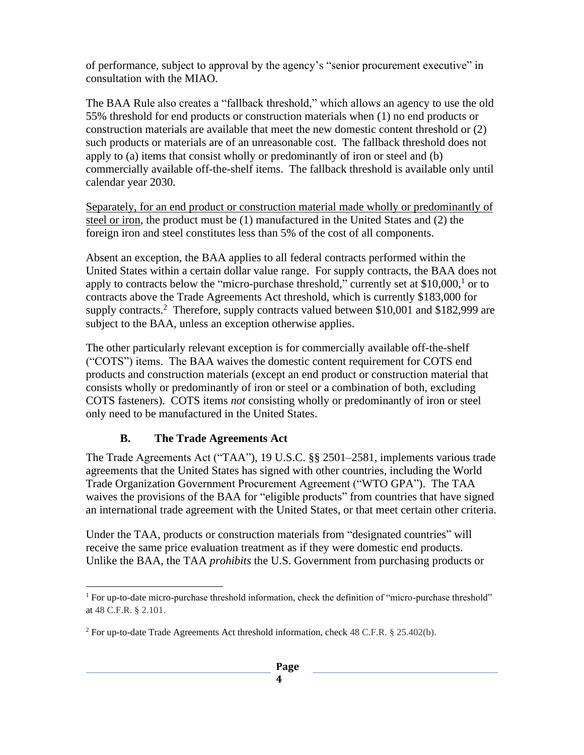of performance, subject to approval by the agency's "senior procurement executive" in consultation with the MIAO.

The BAA Rule also creates a "fallback threshold," which allows an agency to use the old 55% threshold for end products or construction materials when (1) no end products or construction materials are available that meet the new domestic content threshold or (2) such products or materials are of an unreasonable cost. The fallback threshold does not apply to (a) items that consist wholly or predominantly of iron or steel and (b) commercially available off-the-shelf items. The fallback threshold is available only until calendar year 2030.

<u>Separately, for an end product or construction material made wholly or predominantly of steel or iron</u>, the product must be (1) manufactured in the United States and (2) the foreign iron and steel constitutes less than 5% of the cost of all components.

Absent an exception, the BAA applies to all federal contracts performed within the United States within a certain dollar value range. For supply contracts, the BAA does not apply to contracts below the "micro-purchase threshold," currently set at $10,000,[1] or to contracts above the Trade Agreements Act threshold, which is currently $183,000 for supply contracts.[2] Therefore, supply contracts valued between $10,001 and $182,999 are subject to the BAA, unless an exception otherwise applies.

The other particularly relevant exception is for commercially available off-the-shelf ("COTS") items. The BAA waives the domestic content requirement for COTS end products and construction materials (except an end product or construction material that consists wholly or predominantly of iron or steel or a combination of both, excluding COTS fasteners). COTS items *not* consisting wholly or predominantly of iron or steel only need to be manufactured in the United States.

### B. The Trade Agreements Act

The Trade Agreements Act ("TAA"), 19 U.S.C. §§ 2501–2581, implements various trade agreements that the United States has signed with other countries, including the World Trade Organization Government Procurement Agreement ("WTO GPA"). The TAA waives the provisions of the BAA for "eligible products" from countries that have signed an international trade agreement with the United States, or that meet certain other criteria.

Under the TAA, products or construction materials from "designated countries" will receive the same price evaluation treatment as if they were domestic end products. Unlike the BAA, the TAA *prohibits* the U.S. Government from purchasing products or

---

[1] For up-to-date micro-purchase threshold information, check the definition of "micro-purchase threshold" at 48 C.F.R. § 2.101.

[2] For up-to-date Trade Agreements Act threshold information, check 48 C.F.R. § 25.402(b).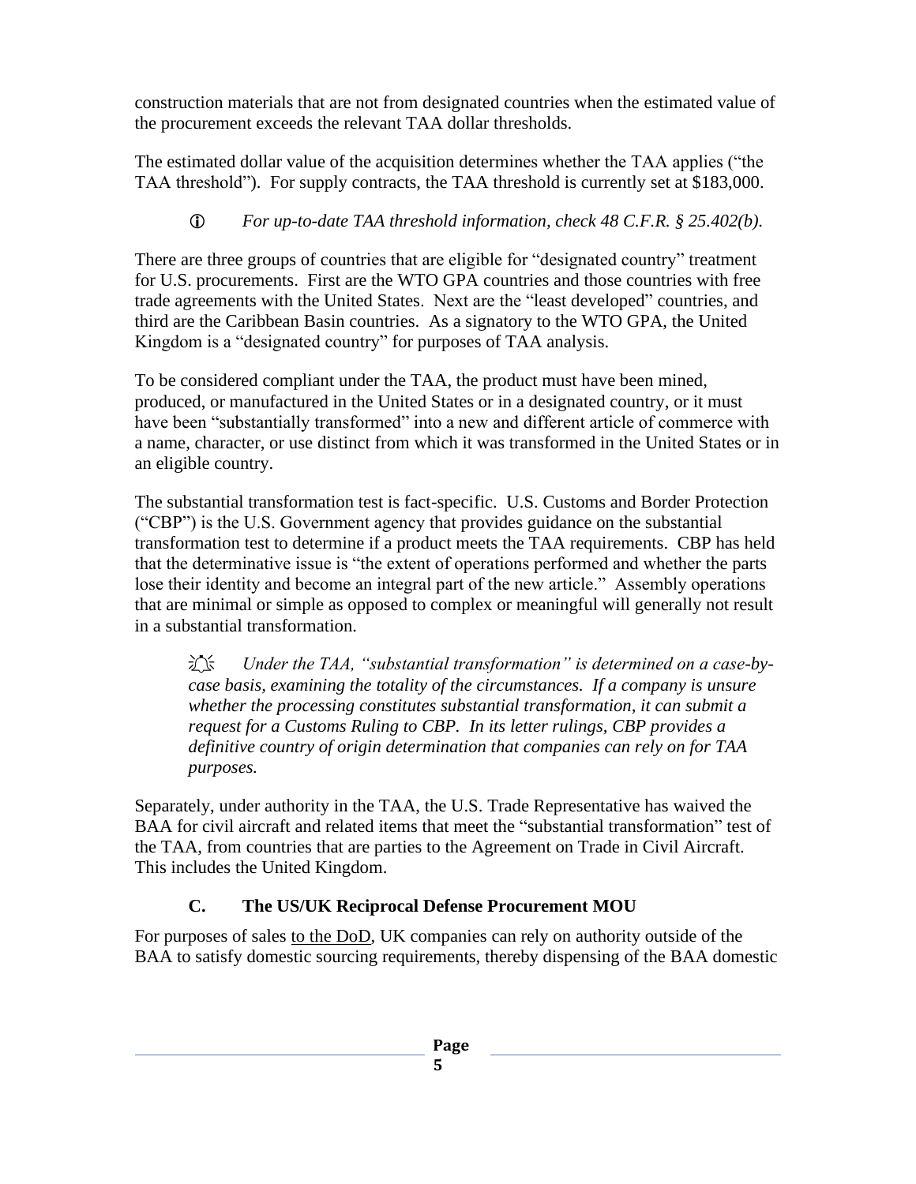construction materials that are not from designated countries when the estimated value of the procurement exceeds the relevant TAA dollar thresholds.

The estimated dollar value of the acquisition determines whether the TAA applies ("the TAA threshold"). For supply contracts, the TAA threshold is currently set at $183,000.

> ⓘ *For up-to-date TAA threshold information, check 48 C.F.R. § 25.402(b).*

There are three groups of countries that are eligible for "designated country" treatment for U.S. procurements. First are the WTO GPA countries and those countries with free trade agreements with the United States. Next are the "least developed" countries, and third are the Caribbean Basin countries. As a signatory to the WTO GPA, the United Kingdom is a "designated country" for purposes of TAA analysis.

To be considered compliant under the TAA, the product must have been mined, produced, or manufactured in the United States or in a designated country, or it must have been "substantially transformed" into a new and different article of commerce with a name, character, or use distinct from which it was transformed in the United States or in an eligible country.

The substantial transformation test is fact-specific. U.S. Customs and Border Protection ("CBP") is the U.S. Government agency that provides guidance on the substantial transformation test to determine if a product meets the TAA requirements. CBP has held that the determinative issue is "the extent of operations performed and whether the parts lose their identity and become an integral part of the new article." Assembly operations that are minimal or simple as opposed to complex or meaningful will generally not result in a substantial transformation.

> *Under the TAA, "substantial transformation" is determined on a case-by-case basis, examining the totality of the circumstances. If a company is unsure whether the processing constitutes substantial transformation, it can submit a request for a Customs Ruling to CBP. In its letter rulings, CBP provides a definitive country of origin determination that companies can rely on for TAA purposes.*

Separately, under authority in the TAA, the U.S. Trade Representative has waived the BAA for civil aircraft and related items that meet the "substantial transformation" test of the TAA, from countries that are parties to the Agreement on Trade in Civil Aircraft. This includes the United Kingdom.

### C. The US/UK Reciprocal Defense Procurement MOU

For purposes of sales to the DoD, UK companies can rely on authority outside of the BAA to satisfy domestic sourcing requirements, thereby dispensing of the BAA domestic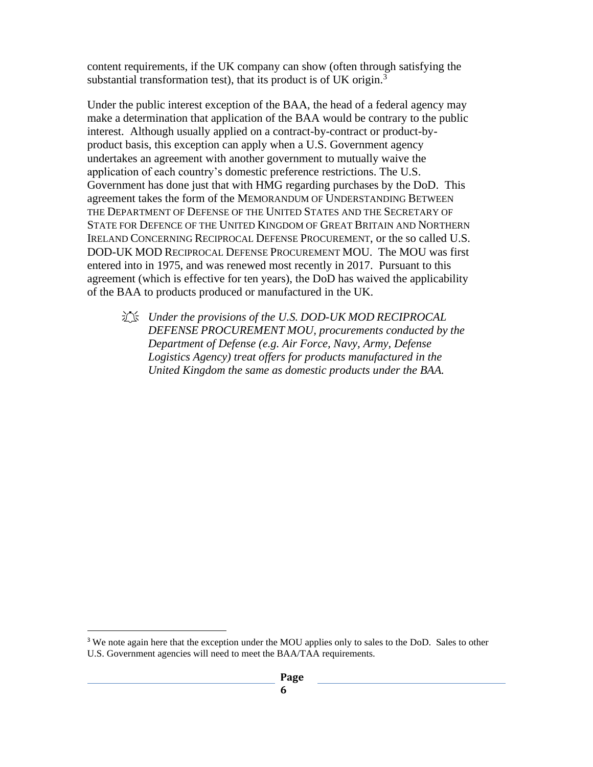content requirements, if the UK company can show (often through satisfying the substantial transformation test), that its product is of UK origin.[3]

Under the public interest exception of the BAA, the head of a federal agency may make a determination that application of the BAA would be contrary to the public interest. Although usually applied on a contract-by-contract or product-by-product basis, this exception can apply when a U.S. Government agency undertakes an agreement with another government to mutually waive the application of each country's domestic preference restrictions. The U.S. Government has done just that with HMG regarding purchases by the DoD. This agreement takes the form of the MEMORANDUM OF UNDERSTANDING BETWEEN THE DEPARTMENT OF DEFENSE OF THE UNITED STATES AND THE SECRETARY OF STATE FOR DEFENCE OF THE UNITED KINGDOM OF GREAT BRITAIN AND NORTHERN IRELAND CONCERNING RECIPROCAL DEFENSE PROCUREMENT, or the so called U.S. DOD-UK MOD RECIPROCAL DEFENSE PROCUREMENT MOU. The MOU was first entered into in 1975, and was renewed most recently in 2017. Pursuant to this agreement (which is effective for ten years), the DoD has waived the applicability of the BAA to products produced or manufactured in the UK.

> *Under the provisions of the U.S. DOD-UK MOD RECIPROCAL DEFENSE PROCUREMENT MOU, procurements conducted by the Department of Defense (e.g. Air Force, Navy, Army, Defense Logistics Agency) treat offers for products manufactured in the United Kingdom the same as domestic products under the BAA.*

---

[3] We note again here that the exception under the MOU applies only to sales to the DoD. Sales to other U.S. Government agencies will need to meet the BAA/TAA requirements.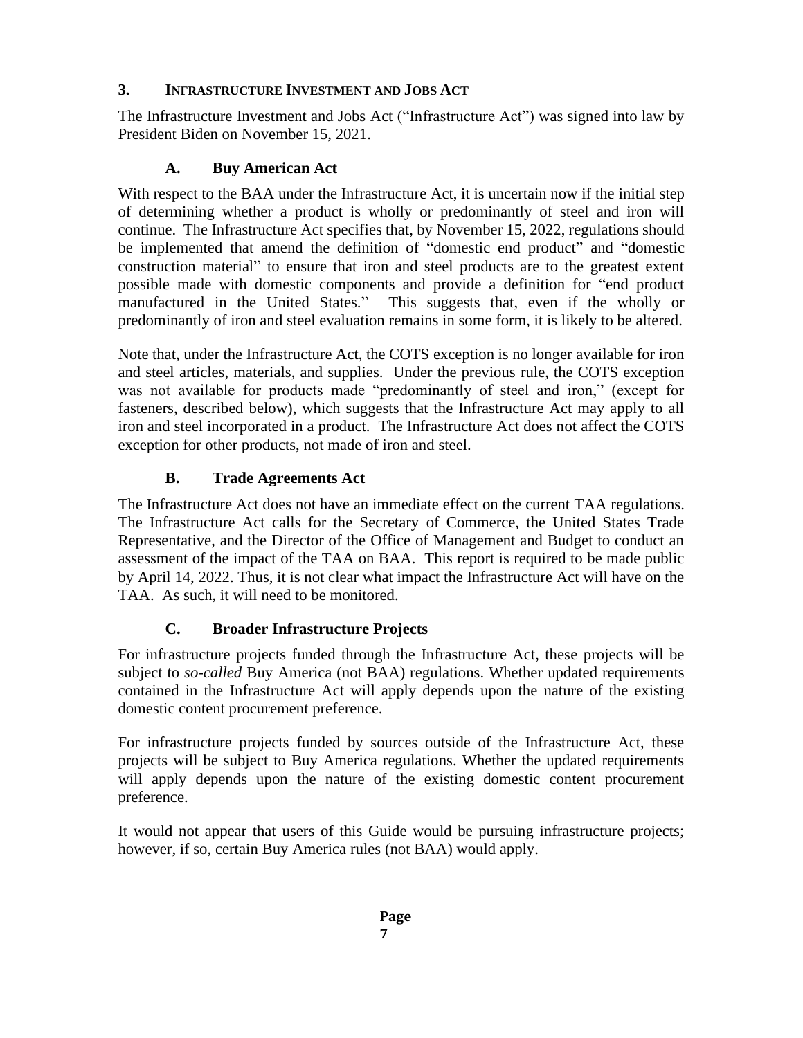## 3. INFRASTRUCTURE INVESTMENT AND JOBS ACT

The Infrastructure Investment and Jobs Act ("Infrastructure Act") was signed into law by President Biden on November 15, 2021.

### A. Buy American Act

With respect to the BAA under the Infrastructure Act, it is uncertain now if the initial step of determining whether a product is wholly or predominantly of steel and iron will continue. The Infrastructure Act specifies that, by November 15, 2022, regulations should be implemented that amend the definition of "domestic end product" and "domestic construction material" to ensure that iron and steel products are to the greatest extent possible made with domestic components and provide a definition for "end product manufactured in the United States." This suggests that, even if the wholly or predominantly of iron and steel evaluation remains in some form, it is likely to be altered.

Note that, under the Infrastructure Act, the COTS exception is no longer available for iron and steel articles, materials, and supplies. Under the previous rule, the COTS exception was not available for products made "predominantly of steel and iron," (except for fasteners, described below), which suggests that the Infrastructure Act may apply to all iron and steel incorporated in a product. The Infrastructure Act does not affect the COTS exception for other products, not made of iron and steel.

### B. Trade Agreements Act

The Infrastructure Act does not have an immediate effect on the current TAA regulations. The Infrastructure Act calls for the Secretary of Commerce, the United States Trade Representative, and the Director of the Office of Management and Budget to conduct an assessment of the impact of the TAA on BAA. This report is required to be made public by April 14, 2022. Thus, it is not clear what impact the Infrastructure Act will have on the TAA. As such, it will need to be monitored.

### C. Broader Infrastructure Projects

For infrastructure projects funded through the Infrastructure Act, these projects will be subject to *so-called* Buy America (not BAA) regulations. Whether updated requirements contained in the Infrastructure Act will apply depends upon the nature of the existing domestic content procurement preference.

For infrastructure projects funded by sources outside of the Infrastructure Act, these projects will be subject to Buy America regulations. Whether the updated requirements will apply depends upon the nature of the existing domestic content procurement preference.

It would not appear that users of this Guide would be pursuing infrastructure projects; however, if so, certain Buy America rules (not BAA) would apply.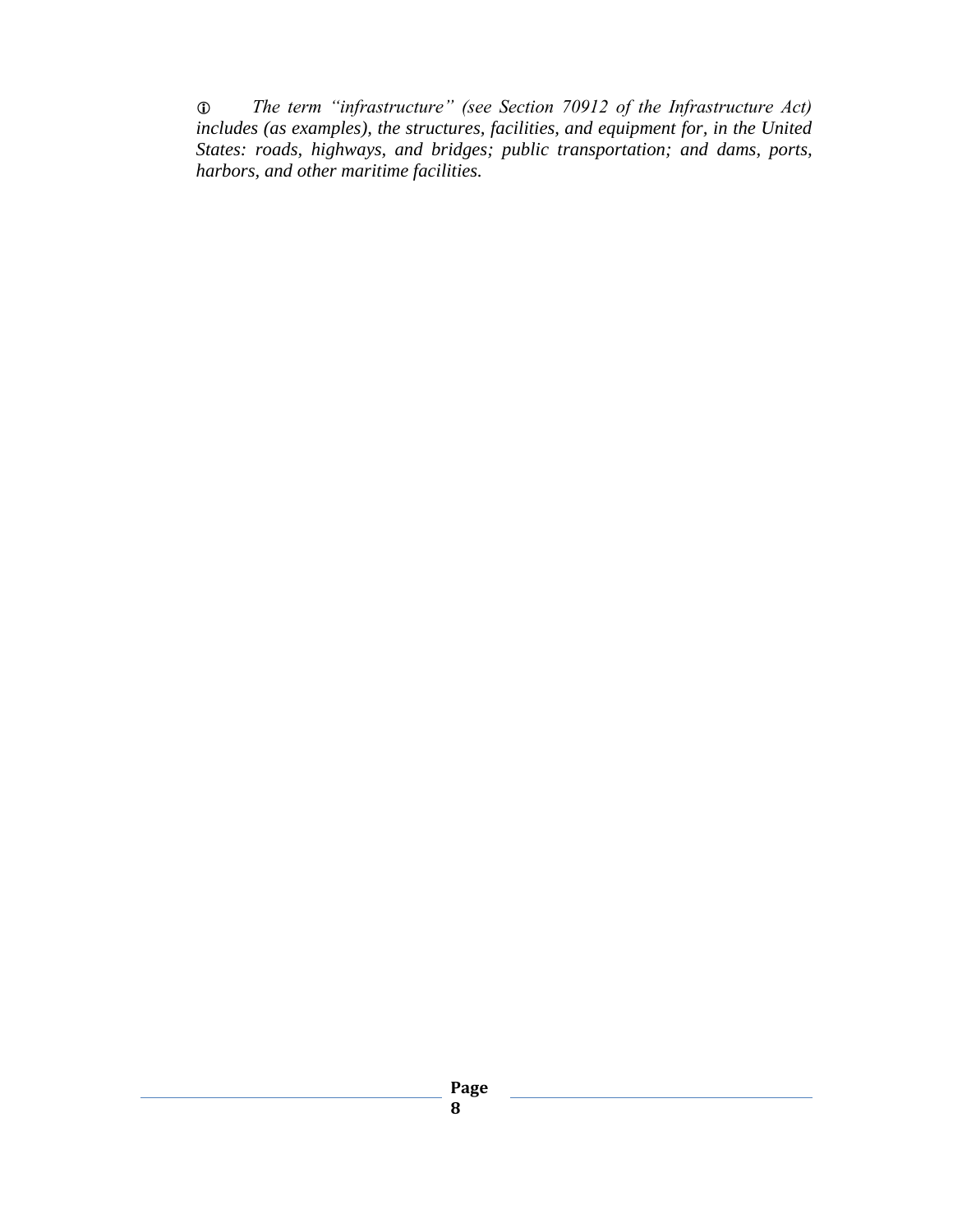ⓘ *The term "infrastructure" (see Section 70912 of the Infrastructure Act) includes (as examples), the structures, facilities, and equipment for, in the United States: roads, highways, and bridges; public transportation; and dams, ports, harbors, and other maritime facilities.*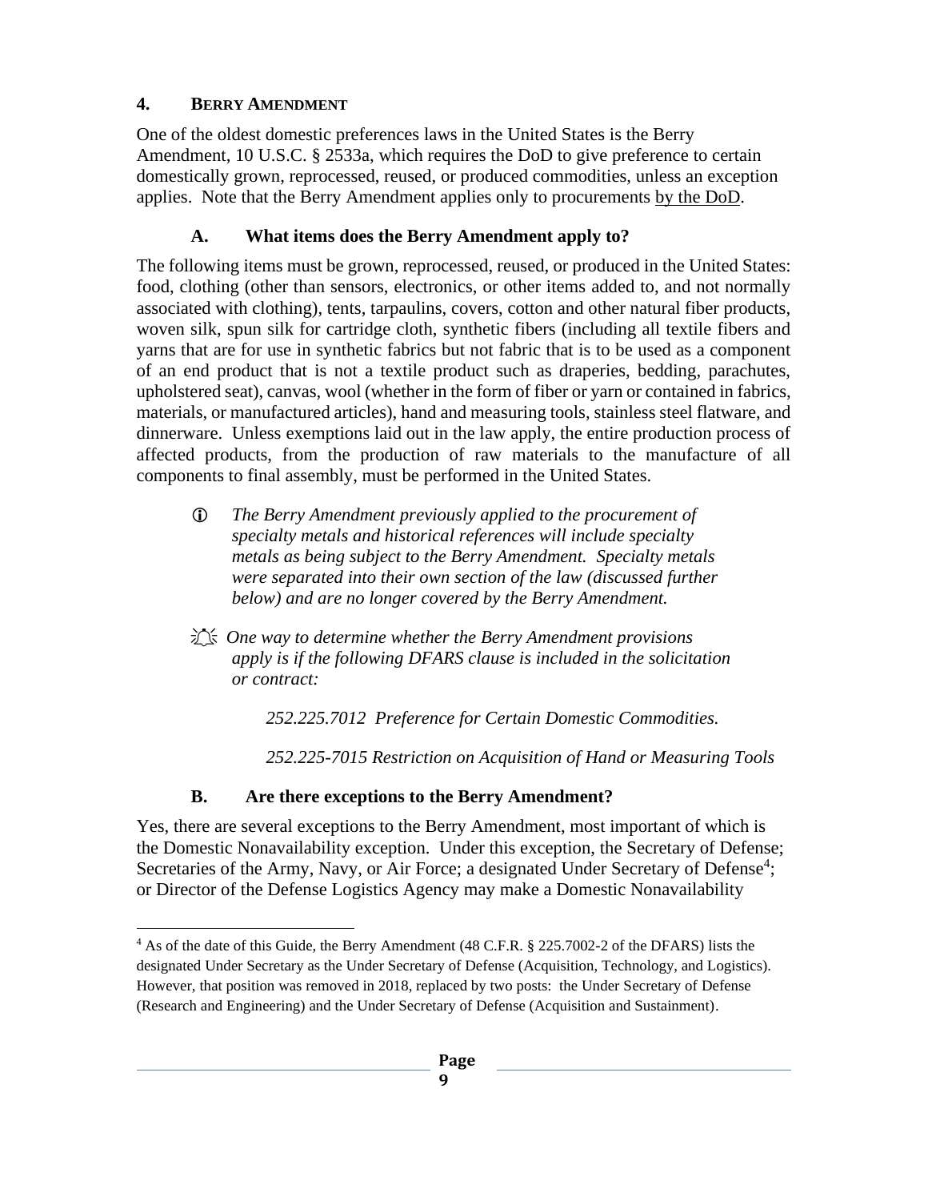## 4. Berry Amendment

One of the oldest domestic preferences laws in the United States is the Berry Amendment, 10 U.S.C. § 2533a, which requires the DoD to give preference to certain domestically grown, reprocessed, reused, or produced commodities, unless an exception applies. Note that the Berry Amendment applies only to procurements by the DoD.

### A. What items does the Berry Amendment apply to?

The following items must be grown, reprocessed, reused, or produced in the United States: food, clothing (other than sensors, electronics, or other items added to, and not normally associated with clothing), tents, tarpaulins, covers, cotton and other natural fiber products, woven silk, spun silk for cartridge cloth, synthetic fibers (including all textile fibers and yarns that are for use in synthetic fabrics but not fabric that is to be used as a component of an end product that is not a textile product such as draperies, bedding, parachutes, upholstered seat), canvas, wool (whether in the form of fiber or yarn or contained in fabrics, materials, or manufactured articles), hand and measuring tools, stainless steel flatware, and dinnerware. Unless exemptions laid out in the law apply, the entire production process of affected products, from the production of raw materials to the manufacture of all components to final assembly, must be performed in the United States.

> ⓘ *The Berry Amendment previously applied to the procurement of specialty metals and historical references will include specialty metals as being subject to the Berry Amendment. Specialty metals were separated into their own section of the law (discussed further below) and are no longer covered by the Berry Amendment.*

> *One way to determine whether the Berry Amendment provisions apply is if the following DFARS clause is included in the solicitation or contract:*
>
> *252.225.7012 Preference for Certain Domestic Commodities.*
>
> *252.225-7015 Restriction on Acquisition of Hand or Measuring Tools*

### B. Are there exceptions to the Berry Amendment?

Yes, there are several exceptions to the Berry Amendment, most important of which is the Domestic Nonavailability exception. Under this exception, the Secretary of Defense; Secretaries of the Army, Navy, or Air Force; a designated Under Secretary of Defense[4]; or Director of the Defense Logistics Agency may make a Domestic Nonavailability

---

[4] As of the date of this Guide, the Berry Amendment (48 C.F.R. § 225.7002-2 of the DFARS) lists the designated Under Secretary as the Under Secretary of Defense (Acquisition, Technology, and Logistics). However, that position was removed in 2018, replaced by two posts: the Under Secretary of Defense (Research and Engineering) and the Under Secretary of Defense (Acquisition and Sustainment).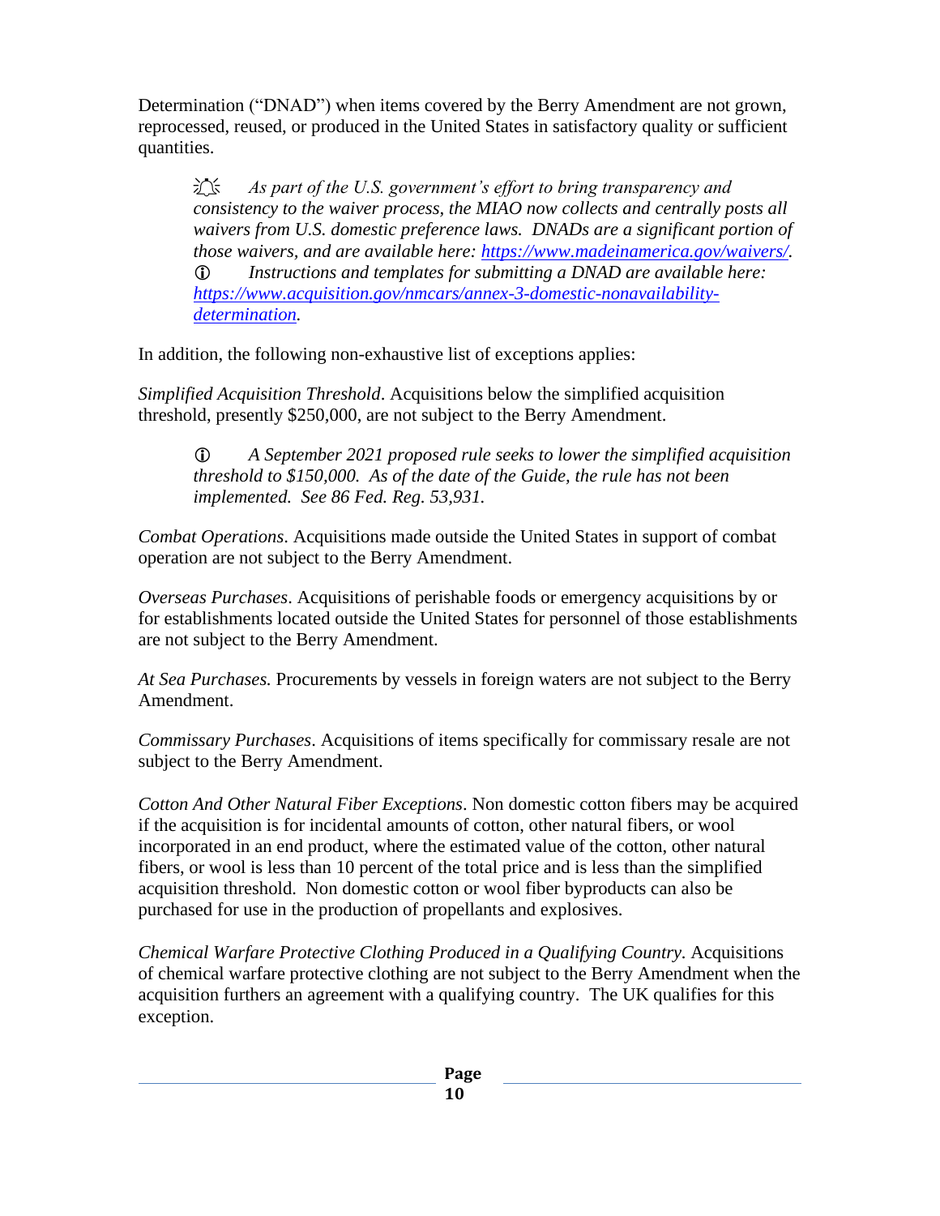Determination ("DNAD") when items covered by the Berry Amendment are not grown, reprocessed, reused, or produced in the United States in satisfactory quality or sufficient quantities.

> *As part of the U.S. government's effort to bring transparency and consistency to the waiver process, the MIAO now collects and centrally posts all waivers from U.S. domestic preference laws. DNADs are a significant portion of those waivers, and are available here: [https://www.madeinamerica.gov/waivers/](https://www.madeinamerica.gov/waivers/).*
>
> ⓘ *Instructions and templates for submitting a DNAD are available here: [https://www.acquisition.gov/nmcars/annex-3-domestic-nonavailability-determination](https://www.acquisition.gov/nmcars/annex-3-domestic-nonavailability-determination).*

In addition, the following non-exhaustive list of exceptions applies:

*Simplified Acquisition Threshold*. Acquisitions below the simplified acquisition threshold, presently $250,000, are not subject to the Berry Amendment.

> ⓘ *A September 2021 proposed rule seeks to lower the simplified acquisition threshold to $150,000. As of the date of the Guide, the rule has not been implemented. See 86 Fed. Reg. 53,931.*

*Combat Operations*. Acquisitions made outside the United States in support of combat operation are not subject to the Berry Amendment.

*Overseas Purchases*. Acquisitions of perishable foods or emergency acquisitions by or for establishments located outside the United States for personnel of those establishments are not subject to the Berry Amendment.

*At Sea Purchases.* Procurements by vessels in foreign waters are not subject to the Berry Amendment.

*Commissary Purchases*. Acquisitions of items specifically for commissary resale are not subject to the Berry Amendment.

*Cotton And Other Natural Fiber Exceptions*. Non domestic cotton fibers may be acquired if the acquisition is for incidental amounts of cotton, other natural fibers, or wool incorporated in an end product, where the estimated value of the cotton, other natural fibers, or wool is less than 10 percent of the total price and is less than the simplified acquisition threshold. Non domestic cotton or wool fiber byproducts can also be purchased for use in the production of propellants and explosives.

*Chemical Warfare Protective Clothing Produced in a Qualifying Country.* Acquisitions of chemical warfare protective clothing are not subject to the Berry Amendment when the acquisition furthers an agreement with a qualifying country. The UK qualifies for this exception.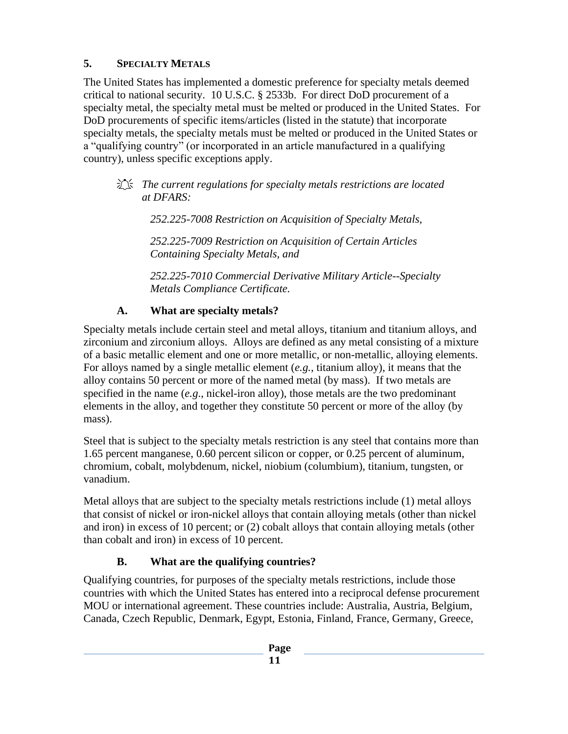## 5. SPECIALTY METALS

The United States has implemented a domestic preference for specialty metals deemed critical to national security. 10 U.S.C. § 2533b. For direct DoD procurement of a specialty metal, the specialty metal must be melted or produced in the United States. For DoD procurements of specific items/articles (listed in the statute) that incorporate specialty metals, the specialty metals must be melted or produced in the United States or a "qualifying country" (or incorporated in an article manufactured in a qualifying country), unless specific exceptions apply.

> *The current regulations for specialty metals restrictions are located at DFARS:*
>
> *252.225-7008 Restriction on Acquisition of Specialty Metals,*
>
> *252.225-7009 Restriction on Acquisition of Certain Articles Containing Specialty Metals, and*
>
> *252.225-7010 Commercial Derivative Military Article--Specialty Metals Compliance Certificate.*

### A. What are specialty metals?

Specialty metals include certain steel and metal alloys, titanium and titanium alloys, and zirconium and zirconium alloys. Alloys are defined as any metal consisting of a mixture of a basic metallic element and one or more metallic, or non-metallic, alloying elements. For alloys named by a single metallic element (*e.g.*, titanium alloy), it means that the alloy contains 50 percent or more of the named metal (by mass). If two metals are specified in the name (*e.g*., nickel-iron alloy), those metals are the two predominant elements in the alloy, and together they constitute 50 percent or more of the alloy (by mass).

Steel that is subject to the specialty metals restriction is any steel that contains more than 1.65 percent manganese, 0.60 percent silicon or copper, or 0.25 percent of aluminum, chromium, cobalt, molybdenum, nickel, niobium (columbium), titanium, tungsten, or vanadium.

Metal alloys that are subject to the specialty metals restrictions include (1) metal alloys that consist of nickel or iron-nickel alloys that contain alloying metals (other than nickel and iron) in excess of 10 percent; or (2) cobalt alloys that contain alloying metals (other than cobalt and iron) in excess of 10 percent.

### B. What are the qualifying countries?

Qualifying countries, for purposes of the specialty metals restrictions, include those countries with which the United States has entered into a reciprocal defense procurement MOU or international agreement. These countries include: Australia, Austria, Belgium, Canada, Czech Republic, Denmark, Egypt, Estonia, Finland, France, Germany, Greece,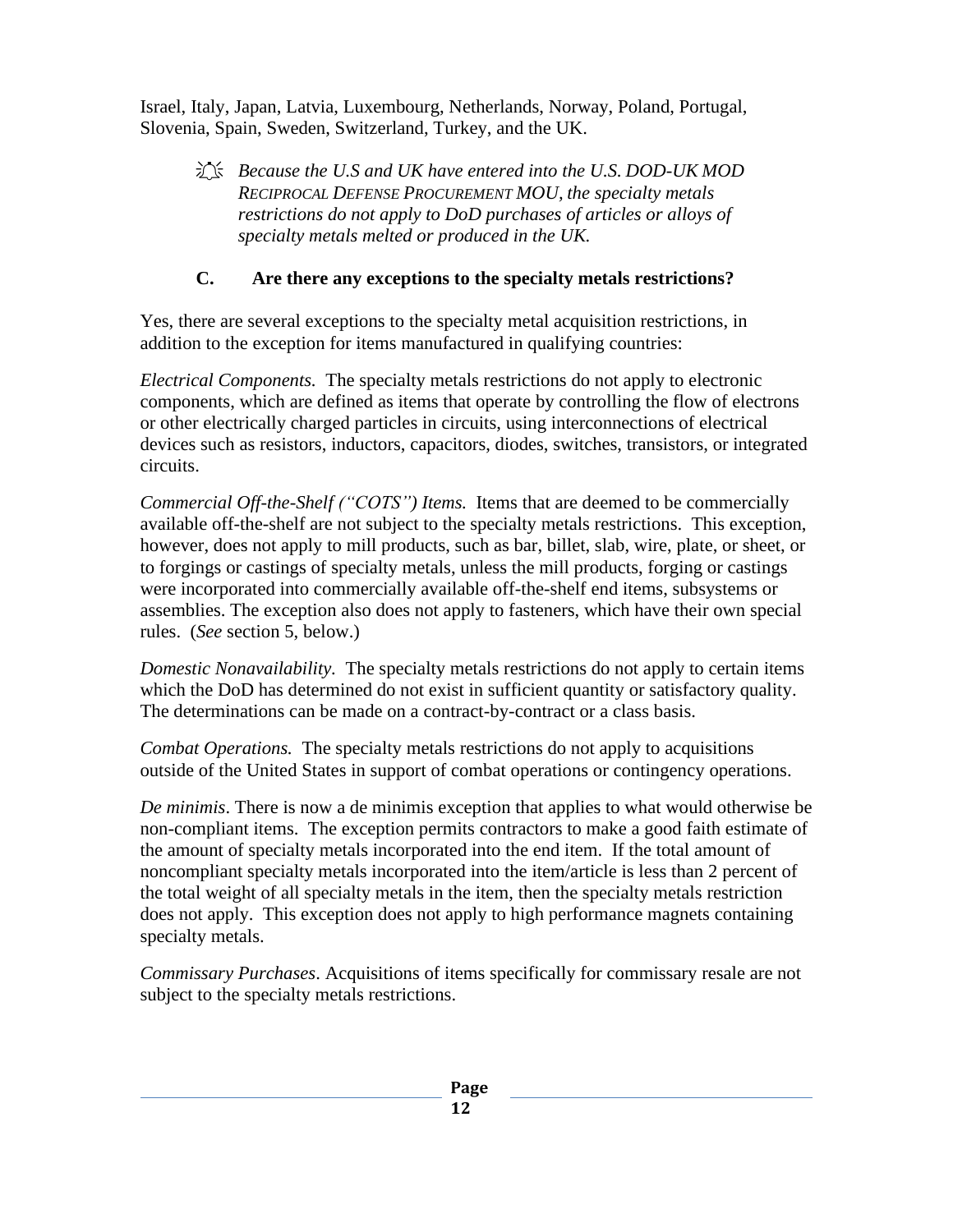Israel, Italy, Japan, Latvia, Luxembourg, Netherlands, Norway, Poland, Portugal, Slovenia, Spain, Sweden, Switzerland, Turkey, and the UK.

> *Because the U.S and UK have entered into the U.S. DOD-UK MOD RECIPROCAL DEFENSE PROCUREMENT MOU, the specialty metals restrictions do not apply to DoD purchases of articles or alloys of specialty metals melted or produced in the UK.*

### C. Are there any exceptions to the specialty metals restrictions?

Yes, there are several exceptions to the specialty metal acquisition restrictions, in addition to the exception for items manufactured in qualifying countries:

*Electrical Components.* The specialty metals restrictions do not apply to electronic components, which are defined as items that operate by controlling the flow of electrons or other electrically charged particles in circuits, using interconnections of electrical devices such as resistors, inductors, capacitors, diodes, switches, transistors, or integrated circuits.

*Commercial Off-the-Shelf ("COTS") Items.* Items that are deemed to be commercially available off-the-shelf are not subject to the specialty metals restrictions. This exception, however, does not apply to mill products, such as bar, billet, slab, wire, plate, or sheet, or to forgings or castings of specialty metals, unless the mill products, forging or castings were incorporated into commercially available off-the-shelf end items, subsystems or assemblies. The exception also does not apply to fasteners, which have their own special rules. (*See* section 5, below.)

*Domestic Nonavailability.* The specialty metals restrictions do not apply to certain items which the DoD has determined do not exist in sufficient quantity or satisfactory quality. The determinations can be made on a contract-by-contract or a class basis.

*Combat Operations.* The specialty metals restrictions do not apply to acquisitions outside of the United States in support of combat operations or contingency operations.

*De minimis*. There is now a de minimis exception that applies to what would otherwise be non-compliant items. The exception permits contractors to make a good faith estimate of the amount of specialty metals incorporated into the end item. If the total amount of noncompliant specialty metals incorporated into the item/article is less than 2 percent of the total weight of all specialty metals in the item, then the specialty metals restriction does not apply. This exception does not apply to high performance magnets containing specialty metals.

*Commissary Purchases*. Acquisitions of items specifically for commissary resale are not subject to the specialty metals restrictions.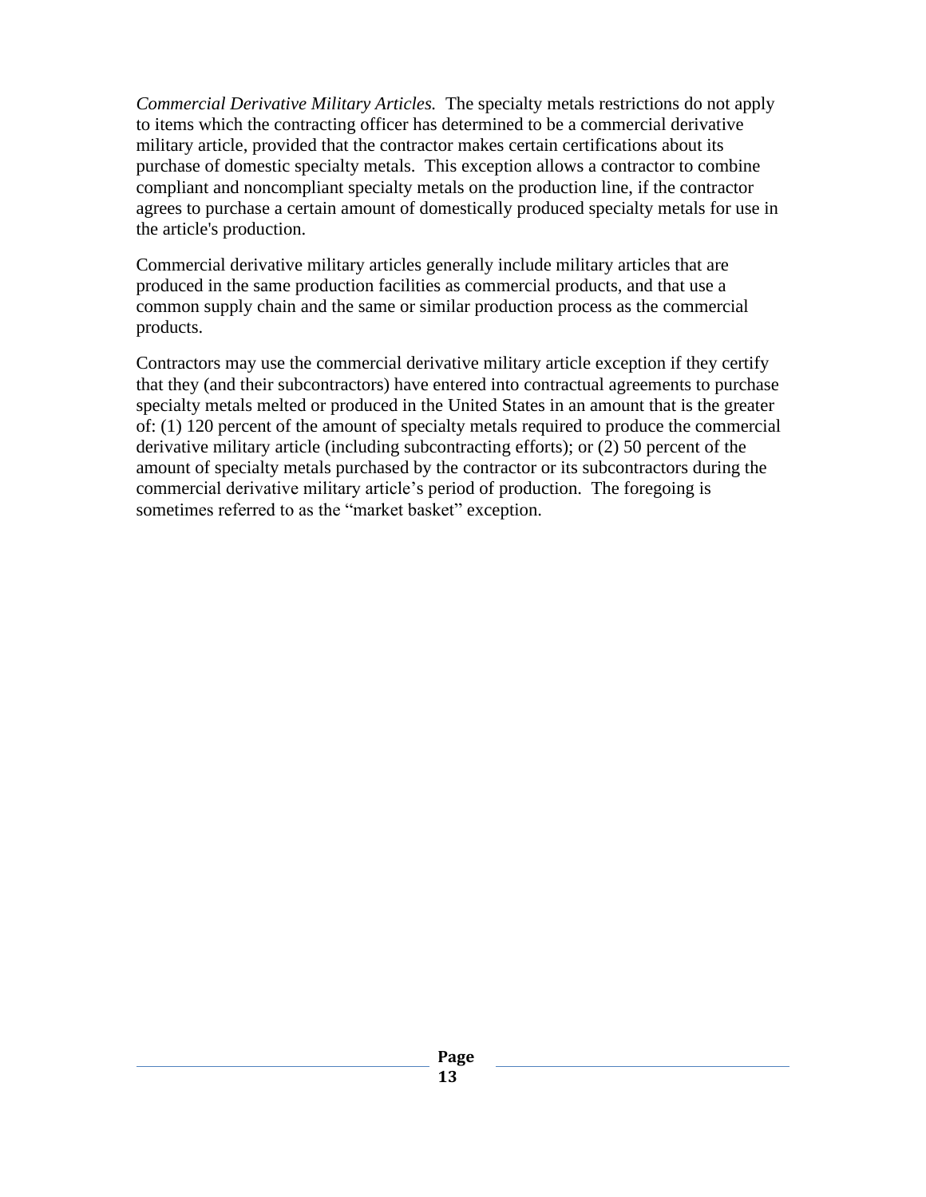*Commercial Derivative Military Articles.* The specialty metals restrictions do not apply to items which the contracting officer has determined to be a commercial derivative military article, provided that the contractor makes certain certifications about its purchase of domestic specialty metals. This exception allows a contractor to combine compliant and noncompliant specialty metals on the production line, if the contractor agrees to purchase a certain amount of domestically produced specialty metals for use in the article's production.

Commercial derivative military articles generally include military articles that are produced in the same production facilities as commercial products, and that use a common supply chain and the same or similar production process as the commercial products.

Contractors may use the commercial derivative military article exception if they certify that they (and their subcontractors) have entered into contractual agreements to purchase specialty metals melted or produced in the United States in an amount that is the greater of: (1) 120 percent of the amount of specialty metals required to produce the commercial derivative military article (including subcontracting efforts); or (2) 50 percent of the amount of specialty metals purchased by the contractor or its subcontractors during the commercial derivative military article's period of production. The foregoing is sometimes referred to as the "market basket" exception.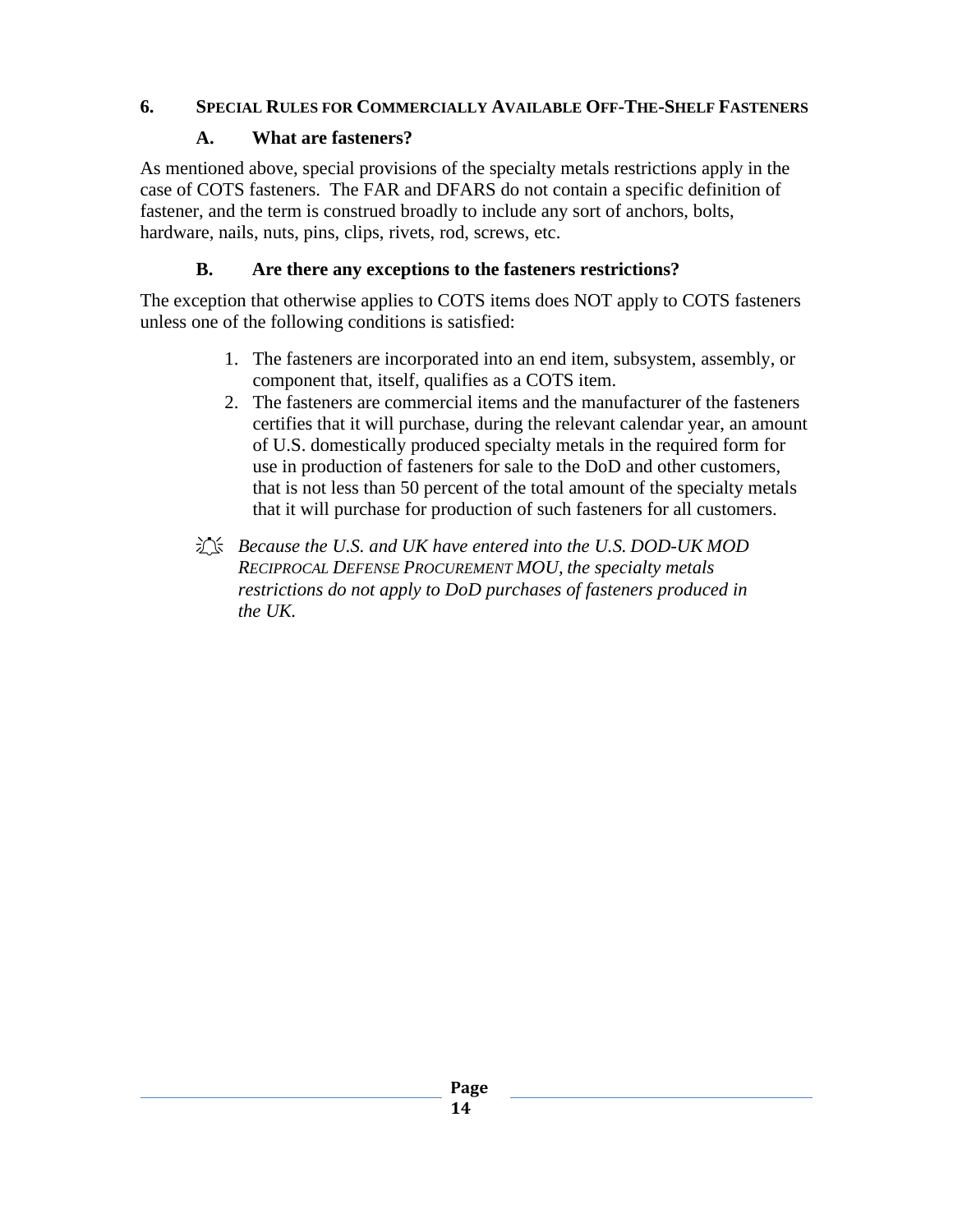## 6. SPECIAL RULES FOR COMMERCIALLY AVAILABLE OFF-THE-SHELF FASTENERS

### A. What are fasteners?

As mentioned above, special provisions of the specialty metals restrictions apply in the case of COTS fasteners. The FAR and DFARS do not contain a specific definition of fastener, and the term is construed broadly to include any sort of anchors, bolts, hardware, nails, nuts, pins, clips, rivets, rod, screws, etc.

### B. Are there any exceptions to the fasteners restrictions?

The exception that otherwise applies to COTS items does NOT apply to COTS fasteners unless one of the following conditions is satisfied:

1. The fasteners are incorporated into an end item, subsystem, assembly, or component that, itself, qualifies as a COTS item.
2. The fasteners are commercial items and the manufacturer of the fasteners certifies that it will purchase, during the relevant calendar year, an amount of U.S. domestically produced specialty metals in the required form for use in production of fasteners for sale to the DoD and other customers, that is not less than 50 percent of the total amount of the specialty metals that it will purchase for production of such fasteners for all customers.

*Because the U.S. and UK have entered into the U.S. DOD-UK MOD RECIPROCAL DEFENSE PROCUREMENT MOU, the specialty metals restrictions do not apply to DoD purchases of fasteners produced in the UK.*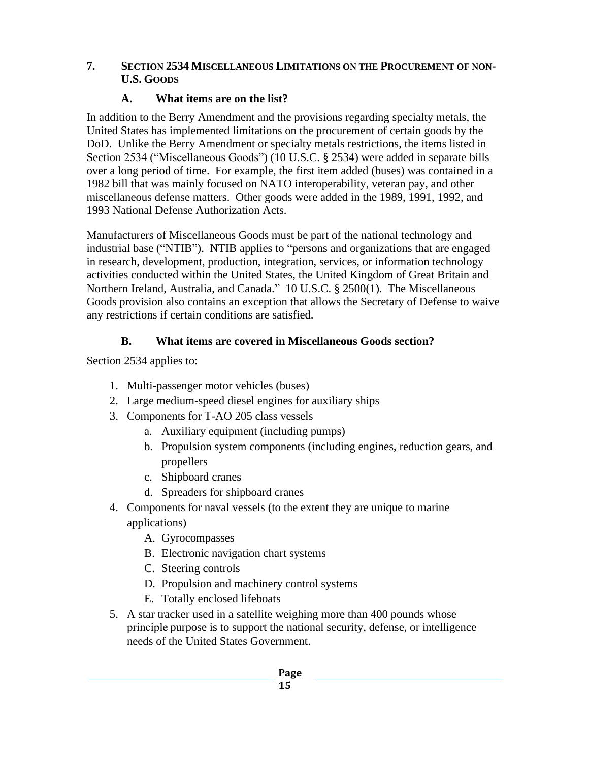## 7. SECTION 2534 MISCELLANEOUS LIMITATIONS ON THE PROCUREMENT OF NON-U.S. GOODS

### A. What items are on the list?

In addition to the Berry Amendment and the provisions regarding specialty metals, the United States has implemented limitations on the procurement of certain goods by the DoD. Unlike the Berry Amendment or specialty metals restrictions, the items listed in Section 2534 ("Miscellaneous Goods") (10 U.S.C. § 2534) were added in separate bills over a long period of time. For example, the first item added (buses) was contained in a 1982 bill that was mainly focused on NATO interoperability, veteran pay, and other miscellaneous defense matters. Other goods were added in the 1989, 1991, 1992, and 1993 National Defense Authorization Acts.

Manufacturers of Miscellaneous Goods must be part of the national technology and industrial base ("NTIB"). NTIB applies to "persons and organizations that are engaged in research, development, production, integration, services, or information technology activities conducted within the United States, the United Kingdom of Great Britain and Northern Ireland, Australia, and Canada." 10 U.S.C. § 2500(1). The Miscellaneous Goods provision also contains an exception that allows the Secretary of Defense to waive any restrictions if certain conditions are satisfied.

### B. What items are covered in Miscellaneous Goods section?

Section 2534 applies to:

1. Multi-passenger motor vehicles (buses)
2. Large medium-speed diesel engines for auxiliary ships
3. Components for T-AO 205 class vessels
   a. Auxiliary equipment (including pumps)
   b. Propulsion system components (including engines, reduction gears, and propellers
   c. Shipboard cranes
   d. Spreaders for shipboard cranes
4. Components for naval vessels (to the extent they are unique to marine applications)
   A. Gyrocompasses
   B. Electronic navigation chart systems
   C. Steering controls
   D. Propulsion and machinery control systems
   E. Totally enclosed lifeboats
5. A star tracker used in a satellite weighing more than 400 pounds whose principle purpose is to support the national security, defense, or intelligence needs of the United States Government.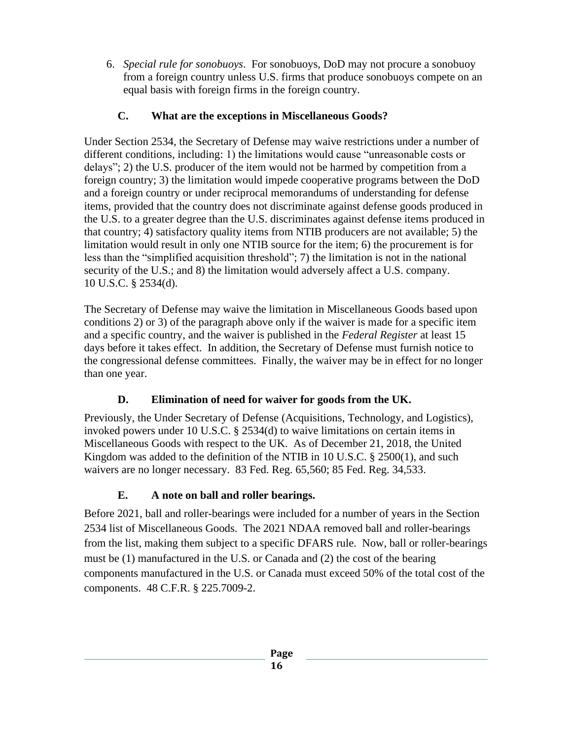6. *Special rule for sonobuoys*. For sonobuoys, DoD may not procure a sonobuoy from a foreign country unless U.S. firms that produce sonobuoys compete on an equal basis with foreign firms in the foreign country.

### C. What are the exceptions in Miscellaneous Goods?

Under Section 2534, the Secretary of Defense may waive restrictions under a number of different conditions, including: 1) the limitations would cause "unreasonable costs or delays"; 2) the U.S. producer of the item would not be harmed by competition from a foreign country; 3) the limitation would impede cooperative programs between the DoD and a foreign country or under reciprocal memorandums of understanding for defense items, provided that the country does not discriminate against defense goods produced in the U.S. to a greater degree than the U.S. discriminates against defense items produced in that country; 4) satisfactory quality items from NTIB producers are not available; 5) the limitation would result in only one NTIB source for the item; 6) the procurement is for less than the "simplified acquisition threshold"; 7) the limitation is not in the national security of the U.S.; and 8) the limitation would adversely affect a U.S. company. 10 U.S.C. § 2534(d).

The Secretary of Defense may waive the limitation in Miscellaneous Goods based upon conditions 2) or 3) of the paragraph above only if the waiver is made for a specific item and a specific country, and the waiver is published in the *Federal Register* at least 15 days before it takes effect. In addition, the Secretary of Defense must furnish notice to the congressional defense committees. Finally, the waiver may be in effect for no longer than one year.

### D. Elimination of need for waiver for goods from the UK.

Previously, the Under Secretary of Defense (Acquisitions, Technology, and Logistics), invoked powers under 10 U.S.C. § 2534(d) to waive limitations on certain items in Miscellaneous Goods with respect to the UK. As of December 21, 2018, the United Kingdom was added to the definition of the NTIB in 10 U.S.C. § 2500(1), and such waivers are no longer necessary. 83 Fed. Reg. 65,560; 85 Fed. Reg. 34,533.

### E. A note on ball and roller bearings.

Before 2021, ball and roller-bearings were included for a number of years in the Section 2534 list of Miscellaneous Goods. The 2021 NDAA removed ball and roller-bearings from the list, making them subject to a specific DFARS rule. Now, ball or roller-bearings must be (1) manufactured in the U.S. or Canada and (2) the cost of the bearing components manufactured in the U.S. or Canada must exceed 50% of the total cost of the components. 48 C.F.R. § 225.7009-2.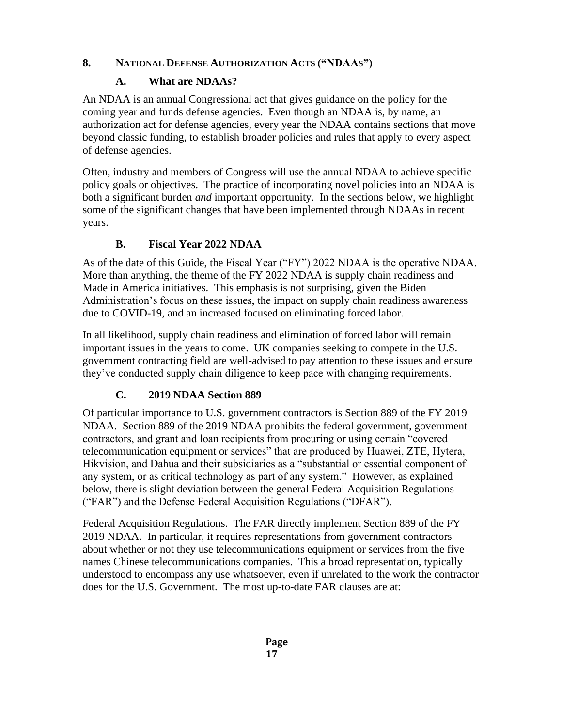## 8. National Defense Authorization Acts ("NDAAs")

### A. What are NDAAs?

An NDAA is an annual Congressional act that gives guidance on the policy for the coming year and funds defense agencies. Even though an NDAA is, by name, an authorization act for defense agencies, every year the NDAA contains sections that move beyond classic funding, to establish broader policies and rules that apply to every aspect of defense agencies.

Often, industry and members of Congress will use the annual NDAA to achieve specific policy goals or objectives. The practice of incorporating novel policies into an NDAA is both a significant burden *and* important opportunity. In the sections below, we highlight some of the significant changes that have been implemented through NDAAs in recent years.

### B. Fiscal Year 2022 NDAA

As of the date of this Guide, the Fiscal Year ("FY") 2022 NDAA is the operative NDAA. More than anything, the theme of the FY 2022 NDAA is supply chain readiness and Made in America initiatives. This emphasis is not surprising, given the Biden Administration's focus on these issues, the impact on supply chain readiness awareness due to COVID-19, and an increased focused on eliminating forced labor.

In all likelihood, supply chain readiness and elimination of forced labor will remain important issues in the years to come. UK companies seeking to compete in the U.S. government contracting field are well-advised to pay attention to these issues and ensure they've conducted supply chain diligence to keep pace with changing requirements.

### C. 2019 NDAA Section 889

Of particular importance to U.S. government contractors is Section 889 of the FY 2019 NDAA. Section 889 of the 2019 NDAA prohibits the federal government, government contractors, and grant and loan recipients from procuring or using certain "covered telecommunication equipment or services" that are produced by Huawei, ZTE, Hytera, Hikvision, and Dahua and their subsidiaries as a "substantial or essential component of any system, or as critical technology as part of any system." However, as explained below, there is slight deviation between the general Federal Acquisition Regulations ("FAR") and the Defense Federal Acquisition Regulations ("DFAR").

Federal Acquisition Regulations. The FAR directly implement Section 889 of the FY 2019 NDAA. In particular, it requires representations from government contractors about whether or not they use telecommunications equipment or services from the five names Chinese telecommunications companies. This a broad representation, typically understood to encompass any use whatsoever, even if unrelated to the work the contractor does for the U.S. Government. The most up-to-date FAR clauses are at: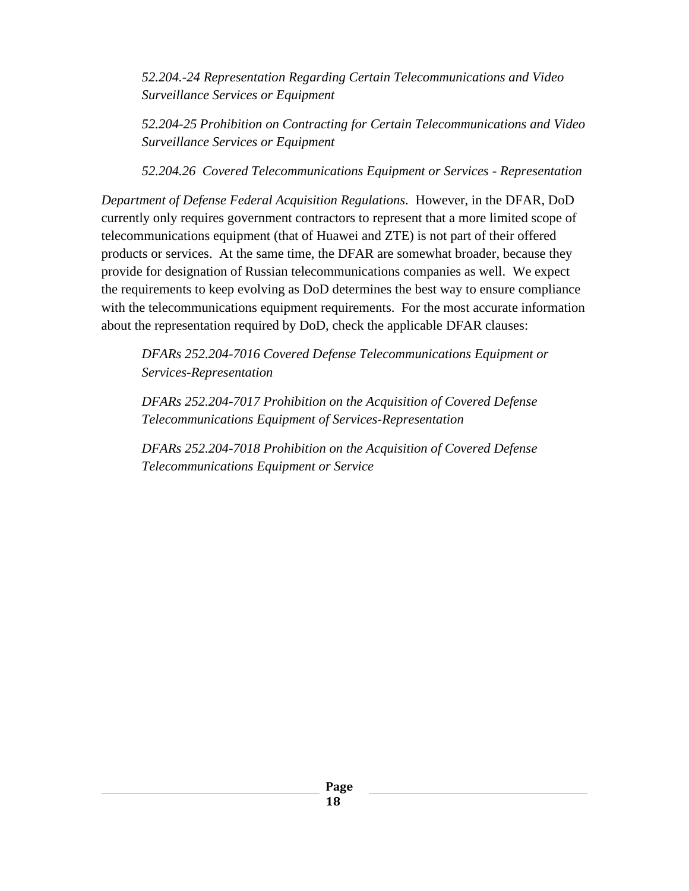*52.204.-24 Representation Regarding Certain Telecommunications and Video Surveillance Services or Equipment*

*52.204-25 Prohibition on Contracting for Certain Telecommunications and Video Surveillance Services or Equipment*

*52.204.26 Covered Telecommunications Equipment or Services - Representation*

*Department of Defense Federal Acquisition Regulations*. However, in the DFAR, DoD currently only requires government contractors to represent that a more limited scope of telecommunications equipment (that of Huawei and ZTE) is not part of their offered products or services. At the same time, the DFAR are somewhat broader, because they provide for designation of Russian telecommunications companies as well. We expect the requirements to keep evolving as DoD determines the best way to ensure compliance with the telecommunications equipment requirements. For the most accurate information about the representation required by DoD, check the applicable DFAR clauses:

*DFARs 252.204-7016 Covered Defense Telecommunications Equipment or Services-Representation*

*DFARs 252.204-7017 Prohibition on the Acquisition of Covered Defense Telecommunications Equipment of Services-Representation*

*DFARs 252.204-7018 Prohibition on the Acquisition of Covered Defense Telecommunications Equipment or Service*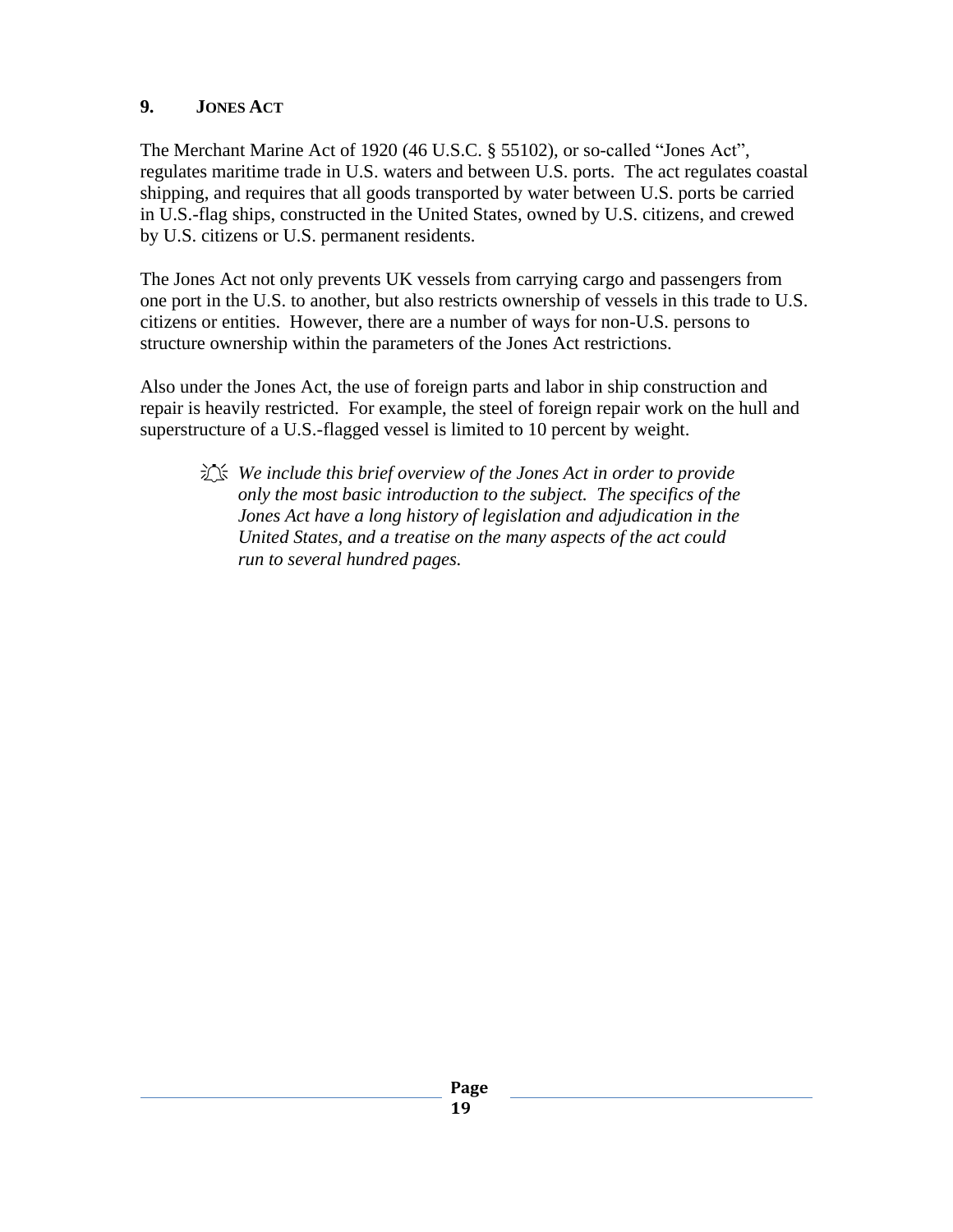## 9. JONES ACT

The Merchant Marine Act of 1920 (46 U.S.C. § 55102), or so-called "Jones Act", regulates maritime trade in U.S. waters and between U.S. ports. The act regulates coastal shipping, and requires that all goods transported by water between U.S. ports be carried in U.S.-flag ships, constructed in the United States, owned by U.S. citizens, and crewed by U.S. citizens or U.S. permanent residents.

The Jones Act not only prevents UK vessels from carrying cargo and passengers from one port in the U.S. to another, but also restricts ownership of vessels in this trade to U.S. citizens or entities. However, there are a number of ways for non-U.S. persons to structure ownership within the parameters of the Jones Act restrictions.

Also under the Jones Act, the use of foreign parts and labor in ship construction and repair is heavily restricted. For example, the steel of foreign repair work on the hull and superstructure of a U.S.-flagged vessel is limited to 10 percent by weight.

> *We include this brief overview of the Jones Act in order to provide only the most basic introduction to the subject. The specifics of the Jones Act have a long history of legislation and adjudication in the United States, and a treatise on the many aspects of the act could run to several hundred pages.*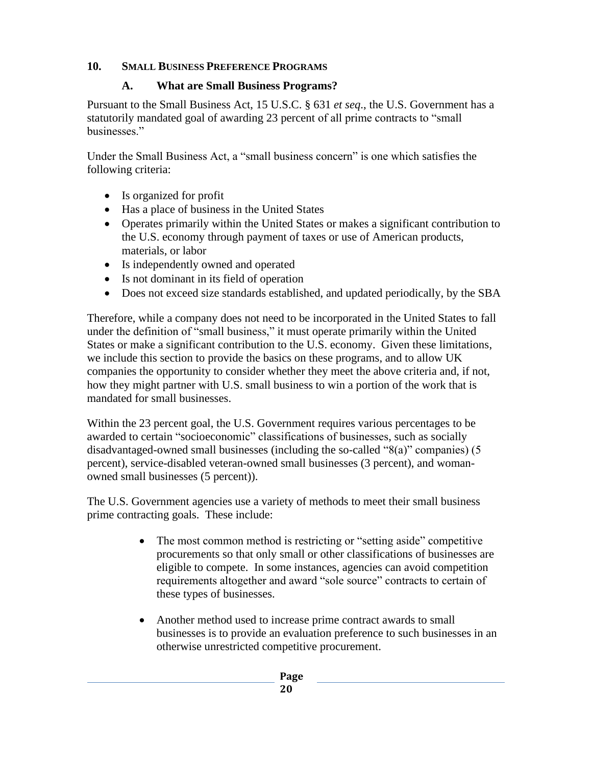## 10. Small Business Preference Programs

### A. What are Small Business Programs?

Pursuant to the Small Business Act, 15 U.S.C. § 631 *et seq*., the U.S. Government has a statutorily mandated goal of awarding 23 percent of all prime contracts to "small businesses."

Under the Small Business Act, a "small business concern" is one which satisfies the following criteria:

- Is organized for profit
- Has a place of business in the United States
- Operates primarily within the United States or makes a significant contribution to the U.S. economy through payment of taxes or use of American products, materials, or labor
- Is independently owned and operated
- Is not dominant in its field of operation
- Does not exceed size standards established, and updated periodically, by the SBA

Therefore, while a company does not need to be incorporated in the United States to fall under the definition of "small business," it must operate primarily within the United States or make a significant contribution to the U.S. economy. Given these limitations, we include this section to provide the basics on these programs, and to allow UK companies the opportunity to consider whether they meet the above criteria and, if not, how they might partner with U.S. small business to win a portion of the work that is mandated for small businesses.

Within the 23 percent goal, the U.S. Government requires various percentages to be awarded to certain "socioeconomic" classifications of businesses, such as socially disadvantaged-owned small businesses (including the so-called "8(a)" companies) (5 percent), service-disabled veteran-owned small businesses (3 percent), and woman-owned small businesses (5 percent)).

The U.S. Government agencies use a variety of methods to meet their small business prime contracting goals. These include:

- The most common method is restricting or "setting aside" competitive procurements so that only small or other classifications of businesses are eligible to compete. In some instances, agencies can avoid competition requirements altogether and award "sole source" contracts to certain of these types of businesses.

- Another method used to increase prime contract awards to small businesses is to provide an evaluation preference to such businesses in an otherwise unrestricted competitive procurement.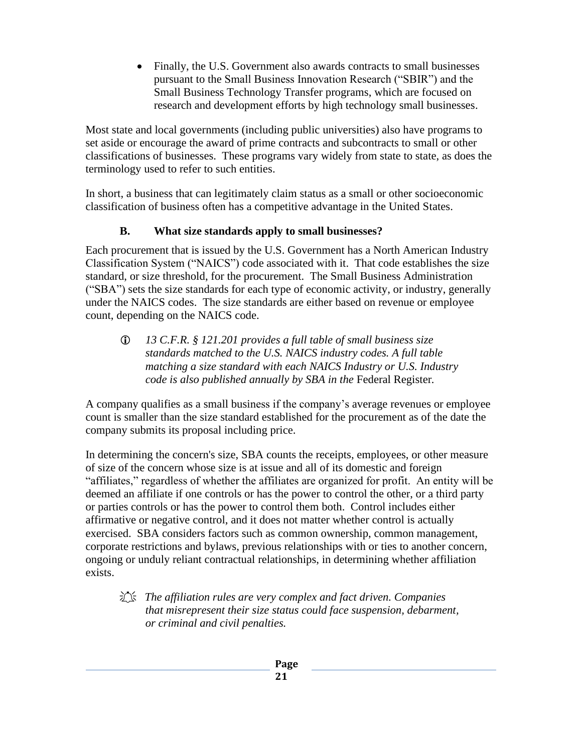- Finally, the U.S. Government also awards contracts to small businesses pursuant to the Small Business Innovation Research ("SBIR") and the Small Business Technology Transfer programs, which are focused on research and development efforts by high technology small businesses.

Most state and local governments (including public universities) also have programs to set aside or encourage the award of prime contracts and subcontracts to small or other classifications of businesses. These programs vary widely from state to state, as does the terminology used to refer to such entities.

In short, a business that can legitimately claim status as a small or other socioeconomic classification of business often has a competitive advantage in the United States.

### B. What size standards apply to small businesses?

Each procurement that is issued by the U.S. Government has a North American Industry Classification System ("NAICS") code associated with it. That code establishes the size standard, or size threshold, for the procurement. The Small Business Administration ("SBA") sets the size standards for each type of economic activity, or industry, generally under the NAICS codes. The size standards are either based on revenue or employee count, depending on the NAICS code.

> ⓘ *13 C.F.R. § 121.201 provides a full table of small business size standards matched to the U.S. NAICS industry codes. A full table matching a size standard with each NAICS Industry or U.S. Industry code is also published annually by SBA in the* Federal Register*.*

A company qualifies as a small business if the company's average revenues or employee count is smaller than the size standard established for the procurement as of the date the company submits its proposal including price.

In determining the concern's size, SBA counts the receipts, employees, or other measure of size of the concern whose size is at issue and all of its domestic and foreign "affiliates," regardless of whether the affiliates are organized for profit. An entity will be deemed an affiliate if one controls or has the power to control the other, or a third party or parties controls or has the power to control them both. Control includes either affirmative or negative control, and it does not matter whether control is actually exercised. SBA considers factors such as common ownership, common management, corporate restrictions and bylaws, previous relationships with or ties to another concern, ongoing or unduly reliant contractual relationships, in determining whether affiliation exists.

> *The affiliation rules are very complex and fact driven. Companies that misrepresent their size status could face suspension, debarment, or criminal and civil penalties.*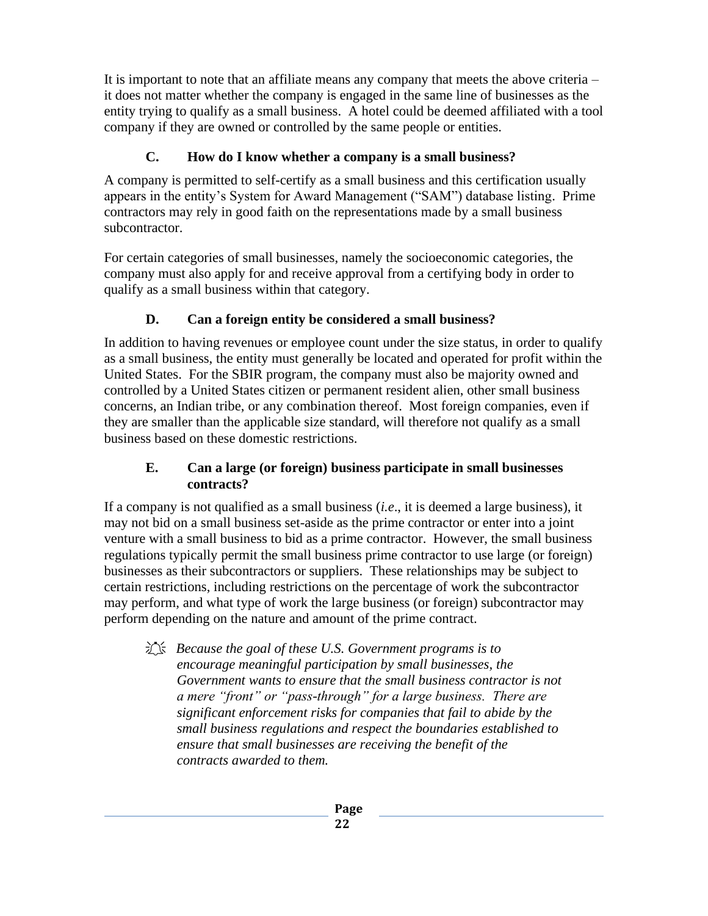It is important to note that an affiliate means any company that meets the above criteria – it does not matter whether the company is engaged in the same line of businesses as the entity trying to qualify as a small business. A hotel could be deemed affiliated with a tool company if they are owned or controlled by the same people or entities.

### C. How do I know whether a company is a small business?

A company is permitted to self-certify as a small business and this certification usually appears in the entity's System for Award Management ("SAM") database listing. Prime contractors may rely in good faith on the representations made by a small business subcontractor.

For certain categories of small businesses, namely the socioeconomic categories, the company must also apply for and receive approval from a certifying body in order to qualify as a small business within that category.

### D. Can a foreign entity be considered a small business?

In addition to having revenues or employee count under the size status, in order to qualify as a small business, the entity must generally be located and operated for profit within the United States. For the SBIR program, the company must also be majority owned and controlled by a United States citizen or permanent resident alien, other small business concerns, an Indian tribe, or any combination thereof. Most foreign companies, even if they are smaller than the applicable size standard, will therefore not qualify as a small business based on these domestic restrictions.

### E. Can a large (or foreign) business participate in small businesses contracts?

If a company is not qualified as a small business (*i.e*., it is deemed a large business), it may not bid on a small business set-aside as the prime contractor or enter into a joint venture with a small business to bid as a prime contractor. However, the small business regulations typically permit the small business prime contractor to use large (or foreign) businesses as their subcontractors or suppliers. These relationships may be subject to certain restrictions, including restrictions on the percentage of work the subcontractor may perform, and what type of work the large business (or foreign) subcontractor may perform depending on the nature and amount of the prime contract.

> *Because the goal of these U.S. Government programs is to encourage meaningful participation by small businesses, the Government wants to ensure that the small business contractor is not a mere "front" or "pass-through" for a large business. There are significant enforcement risks for companies that fail to abide by the small business regulations and respect the boundaries established to ensure that small businesses are receiving the benefit of the contracts awarded to them.*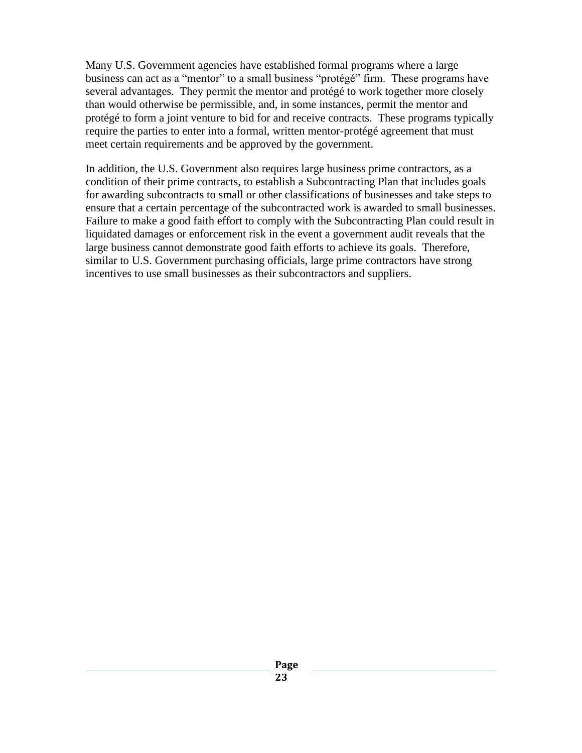Many U.S. Government agencies have established formal programs where a large business can act as a "mentor" to a small business "protégé" firm. These programs have several advantages. They permit the mentor and protégé to work together more closely than would otherwise be permissible, and, in some instances, permit the mentor and protégé to form a joint venture to bid for and receive contracts. These programs typically require the parties to enter into a formal, written mentor-protégé agreement that must meet certain requirements and be approved by the government.

In addition, the U.S. Government also requires large business prime contractors, as a condition of their prime contracts, to establish a Subcontracting Plan that includes goals for awarding subcontracts to small or other classifications of businesses and take steps to ensure that a certain percentage of the subcontracted work is awarded to small businesses. Failure to make a good faith effort to comply with the Subcontracting Plan could result in liquidated damages or enforcement risk in the event a government audit reveals that the large business cannot demonstrate good faith efforts to achieve its goals. Therefore, similar to U.S. Government purchasing officials, large prime contractors have strong incentives to use small businesses as their subcontractors and suppliers.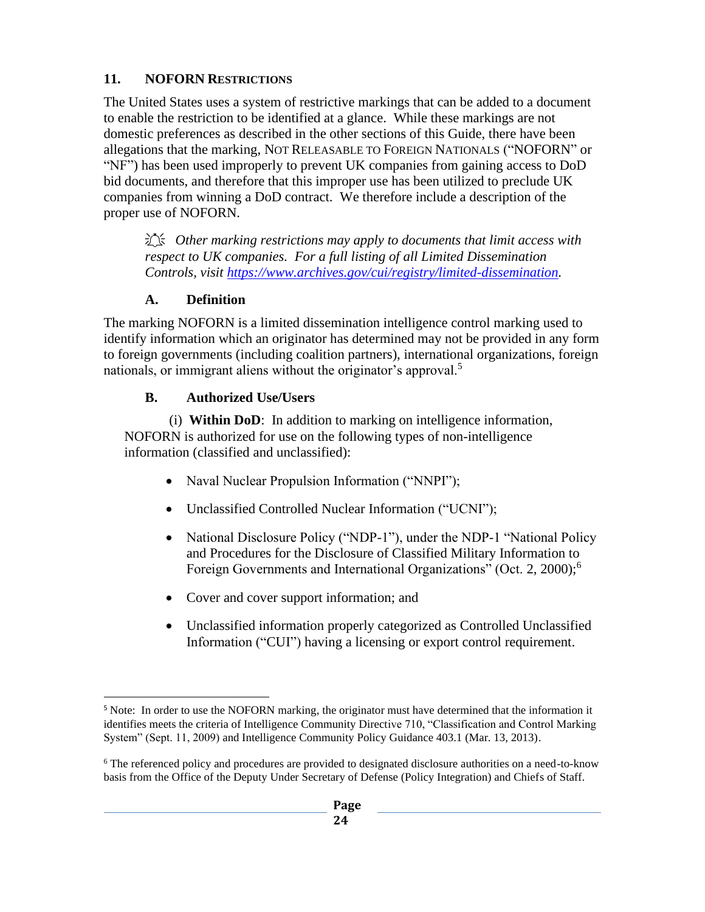## 11. NOFORN RESTRICTIONS

The United States uses a system of restrictive markings that can be added to a document to enable the restriction to be identified at a glance. While these markings are not domestic preferences as described in the other sections of this Guide, there have been allegations that the marking, NOT RELEASABLE TO FOREIGN NATIONALS ("NOFORN" or "NF") has been used improperly to prevent UK companies from gaining access to DoD bid documents, and therefore that this improper use has been utilized to preclude UK companies from winning a DoD contract. We therefore include a description of the proper use of NOFORN.

> *Other marking restrictions may apply to documents that limit access with respect to UK companies. For a full listing of all Limited Dissemination Controls, visit [https://www.archives.gov/cui/registry/limited-dissemination](https://www.archives.gov/cui/registry/limited-dissemination).*

### A. Definition

The marking NOFORN is a limited dissemination intelligence control marking used to identify information which an originator has determined may not be provided in any form to foreign governments (including coalition partners), international organizations, foreign nationals, or immigrant aliens without the originator's approval.[5]

### B. Authorized Use/Users

(i) **Within DoD**: In addition to marking on intelligence information, NOFORN is authorized for use on the following types of non-intelligence information (classified and unclassified):

- Naval Nuclear Propulsion Information ("NNPI");
- Unclassified Controlled Nuclear Information ("UCNI");
- National Disclosure Policy ("NDP-1"), under the NDP-1 "National Policy and Procedures for the Disclosure of Classified Military Information to Foreign Governments and International Organizations" (Oct. 2, 2000);[6]
- Cover and cover support information; and
- Unclassified information properly categorized as Controlled Unclassified Information ("CUI") having a licensing or export control requirement.

---

[5] Note: In order to use the NOFORN marking, the originator must have determined that the information it identifies meets the criteria of Intelligence Community Directive 710, "Classification and Control Marking System" (Sept. 11, 2009) and Intelligence Community Policy Guidance 403.1 (Mar. 13, 2013).

[6] The referenced policy and procedures are provided to designated disclosure authorities on a need-to-know basis from the Office of the Deputy Under Secretary of Defense (Policy Integration) and Chiefs of Staff.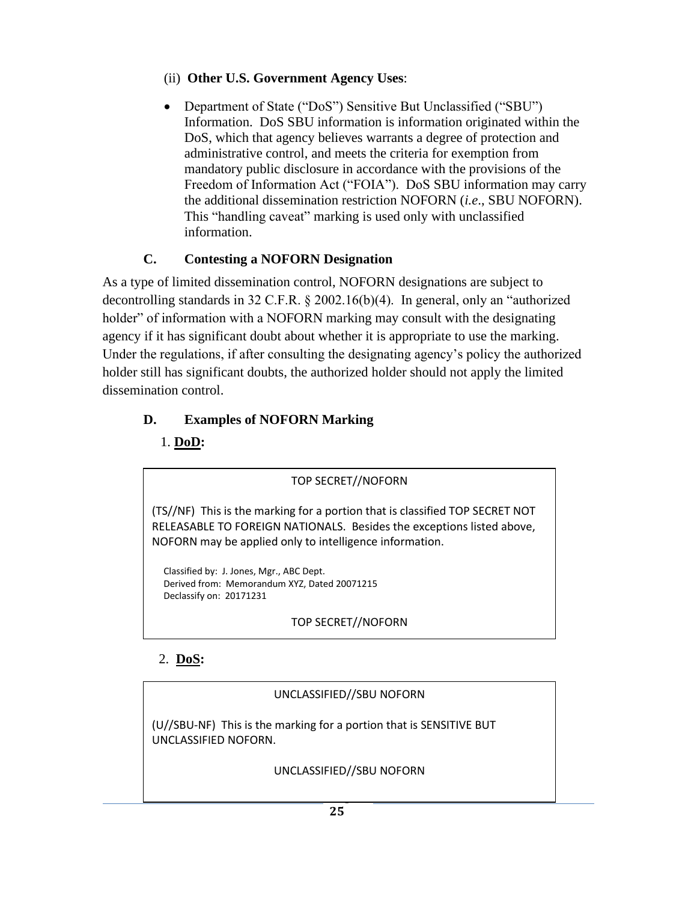(ii) **Other U.S. Government Agency Uses**:

- Department of State ("DoS") Sensitive But Unclassified ("SBU") Information. DoS SBU information is information originated within the DoS, which that agency believes warrants a degree of protection and administrative control, and meets the criteria for exemption from mandatory public disclosure in accordance with the provisions of the Freedom of Information Act ("FOIA"). DoS SBU information may carry the additional dissemination restriction NOFORN (*i.e*., SBU NOFORN). This "handling caveat" marking is used only with unclassified information.

### C. Contesting a NOFORN Designation

As a type of limited dissemination control, NOFORN designations are subject to decontrolling standards in 32 C.F.R. § 2002.16(b)(4). In general, only an "authorized holder" of information with a NOFORN marking may consult with the designating agency if it has significant doubt about whether it is appropriate to use the marking. Under the regulations, if after consulting the designating agency's policy the authorized holder still has significant doubts, the authorized holder should not apply the limited dissemination control.

### D. Examples of NOFORN Marking

1. **DoD:**

```
TOP SECRET//NOFORN

(TS//NF) This is the marking for a portion that is classified TOP SECRET NOT
RELEASABLE TO FOREIGN NATIONALS. Besides the exceptions listed above,
NOFORN may be applied only to intelligence information.

   Classified by: J. Jones, Mgr., ABC Dept.
   Derived from: Memorandum XYZ, Dated 20071215
   Declassify on: 20171231

TOP SECRET//NOFORN
```

2. **DoS:**

```
UNCLASSIFIED//SBU NOFORN

(U//SBU-NF) This is the marking for a portion that is SENSITIVE BUT
UNCLASSIFIED NOFORN.

UNCLASSIFIED//SBU NOFORN
```